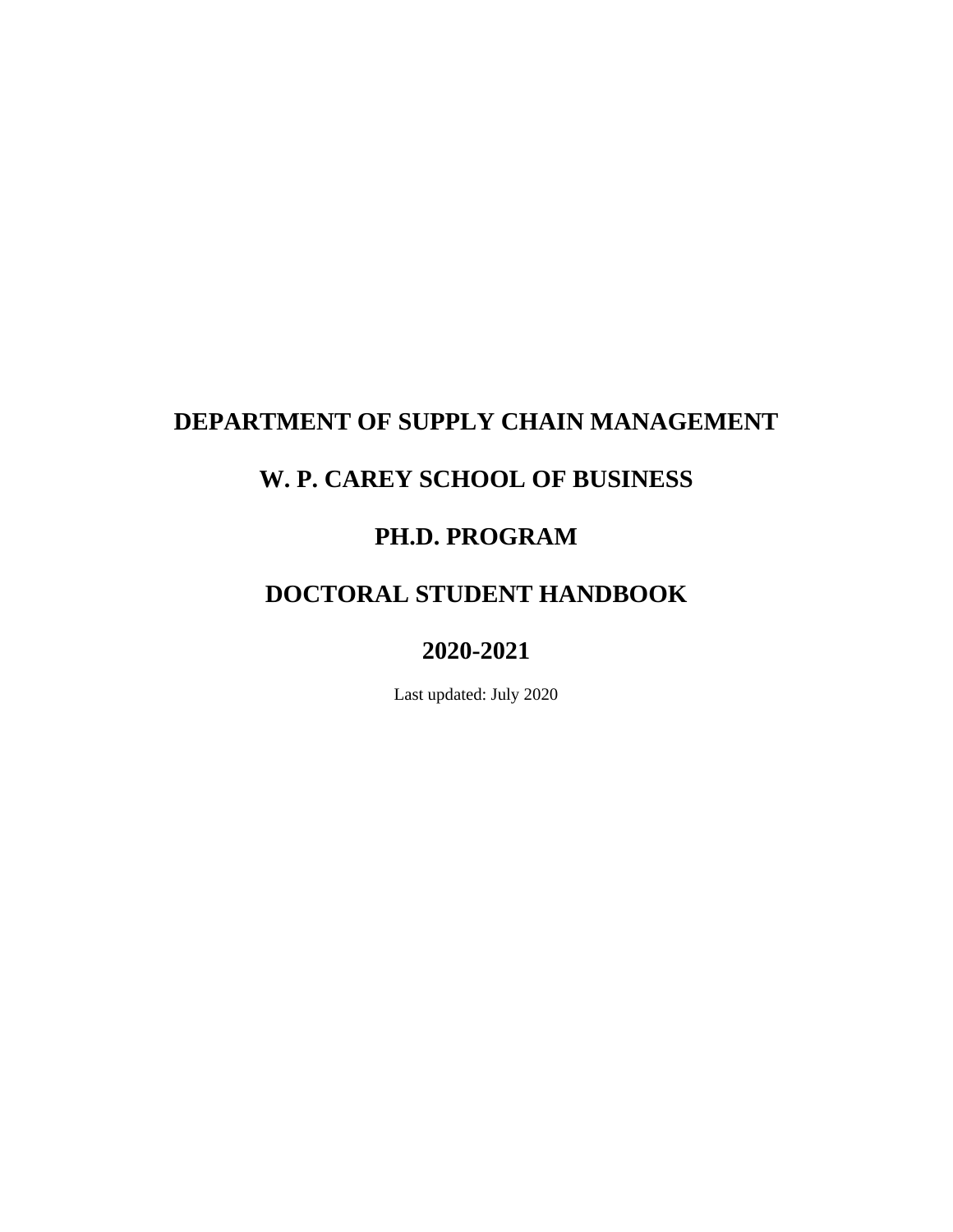# DEPARTMENT OF SUPPLY CHAIN MANAGEMENT

# W. P. CAREY SCHOOL OF BUSINESS

# PH.D. PROGRAM

# DOCTORAL STUDENT HANDBOOK

# 2020-2021

Last updated: July 2020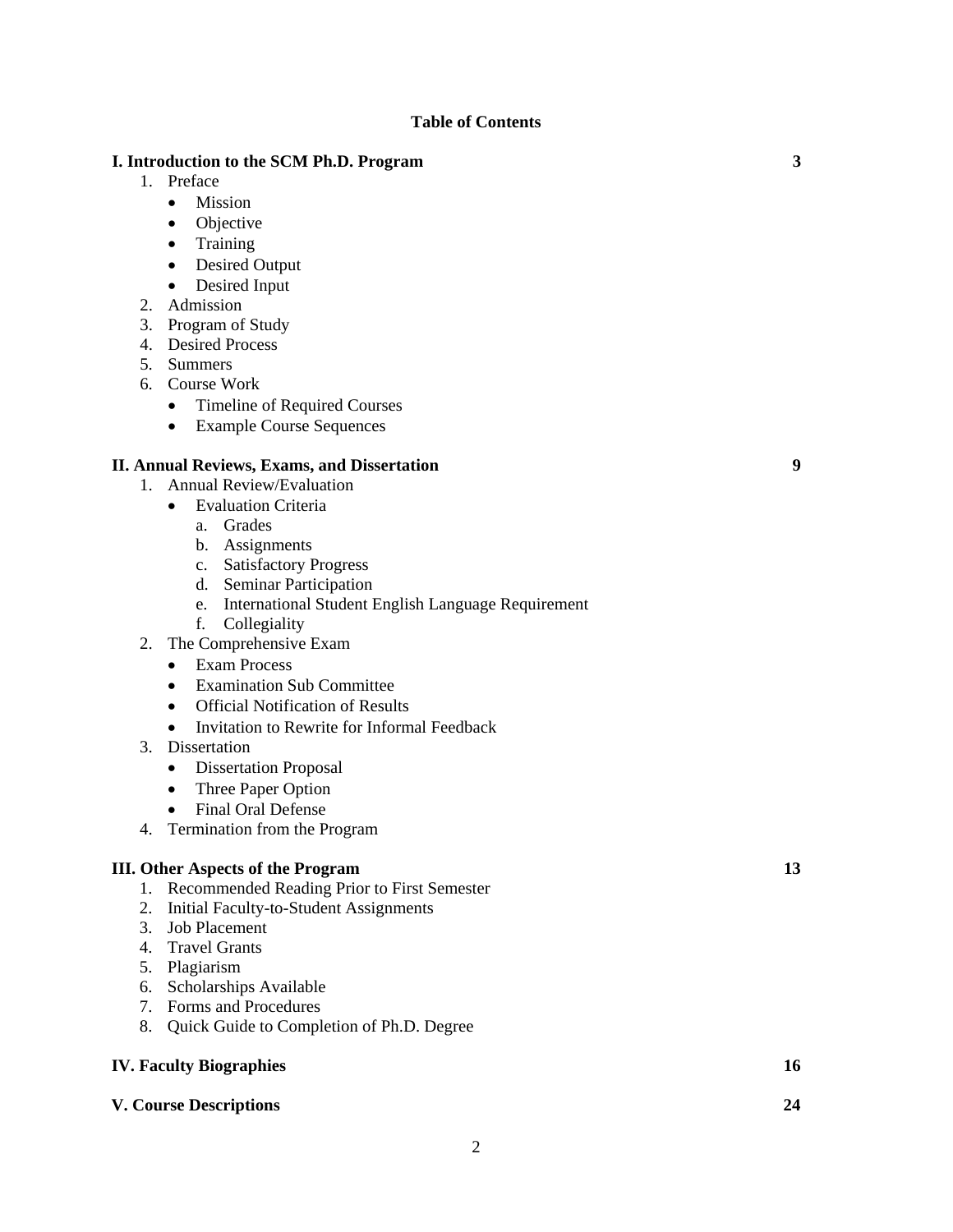# Table of Contents

**I. Introduction to the SCM Ph.D. Program** **3**

1. Preface
   - Mission
   - Objective
   - Training
   - Desired Output
   - Desired Input
2. Admission
3. Program of Study
4. Desired Process
5. Summers
6. Course Work
   - Timeline of Required Courses
   - Example Course Sequences

**II. Annual Reviews, Exams, and Dissertation** **9**

1. Annual Review/Evaluation
   - Evaluation Criteria
     a. Grades
     b. Assignments
     c. Satisfactory Progress
     d. Seminar Participation
     e. International Student English Language Requirement
     f. Collegiality
2. The Comprehensive Exam
   - Exam Process
   - Examination Sub Committee
   - Official Notification of Results
   - Invitation to Rewrite for Informal Feedback
3. Dissertation
   - Dissertation Proposal
   - Three Paper Option
   - Final Oral Defense
4. Termination from the Program

**III. Other Aspects of the Program** **13**

1. Recommended Reading Prior to First Semester
2. Initial Faculty-to-Student Assignments
3. Job Placement
4. Travel Grants
5. Plagiarism
6. Scholarships Available
7. Forms and Procedures
8. Quick Guide to Completion of Ph.D. Degree

**IV. Faculty Biographies** **16**

**V. Course Descriptions** **24**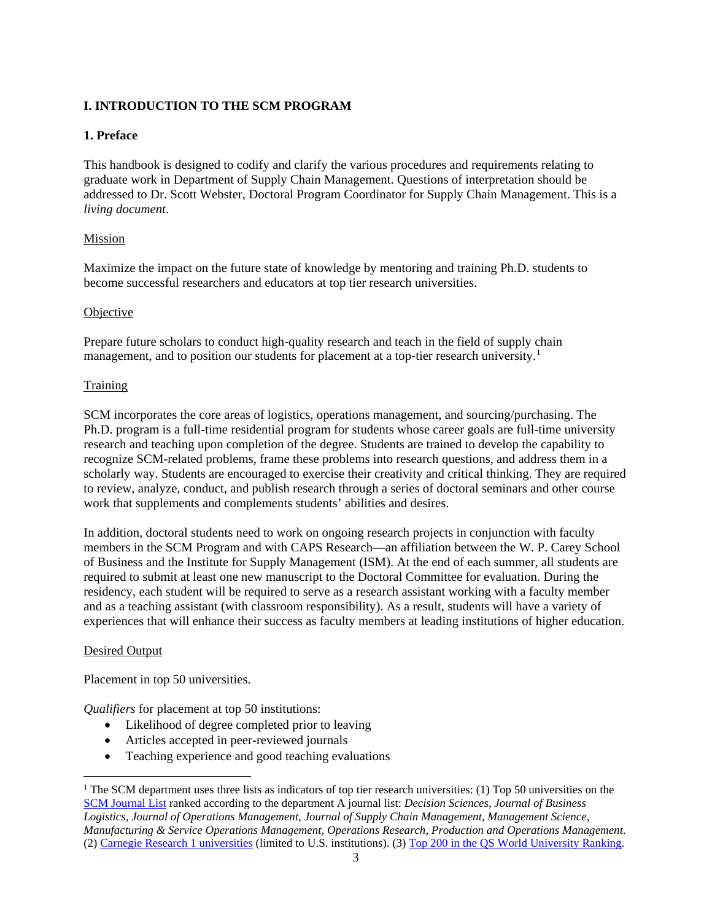## I. INTRODUCTION TO THE SCM PROGRAM

### 1. Preface

This handbook is designed to codify and clarify the various procedures and requirements relating to graduate work in Department of Supply Chain Management. Questions of interpretation should be addressed to Dr. Scott Webster, Doctoral Program Coordinator for Supply Chain Management. This is a *living document*.

Mission

Maximize the impact on the future state of knowledge by mentoring and training Ph.D. students to become successful researchers and educators at top tier research universities.

Objective

Prepare future scholars to conduct high-quality research and teach in the field of supply chain management, and to position our students for placement at a top-tier research university.[1]

Training

SCM incorporates the core areas of logistics, operations management, and sourcing/purchasing. The Ph.D. program is a full-time residential program for students whose career goals are full-time university research and teaching upon completion of the degree. Students are trained to develop the capability to recognize SCM-related problems, frame these problems into research questions, and address them in a scholarly way. Students are encouraged to exercise their creativity and critical thinking. They are required to review, analyze, conduct, and publish research through a series of doctoral seminars and other course work that supplements and complements students' abilities and desires.

In addition, doctoral students need to work on ongoing research projects in conjunction with faculty members in the SCM Program and with CAPS Research—an affiliation between the W. P. Carey School of Business and the Institute for Supply Management (ISM). At the end of each summer, all students are required to submit at least one new manuscript to the Doctoral Committee for evaluation. During the residency, each student will be required to serve as a research assistant working with a faculty member and as a teaching assistant (with classroom responsibility). As a result, students will have a variety of experiences that will enhance their success as faculty members at leading institutions of higher education.

Desired Output

Placement in top 50 universities.

*Qualifiers* for placement at top 50 institutions:

- Likelihood of degree completed prior to leaving
- Articles accepted in peer-reviewed journals
- Teaching experience and good teaching evaluations

---

[1] The SCM department uses three lists as indicators of top tier research universities: (1) Top 50 universities on the SCM Journal List ranked according to the department A journal list: *Decision Sciences, Journal of Business Logistics, Journal of Operations Management, Journal of Supply Chain Management, Management Science, Manufacturing & Service Operations Management, Operations Research, Production and Operations Management*. (2) Carnegie Research 1 universities (limited to U.S. institutions). (3) Top 200 in the QS World University Ranking.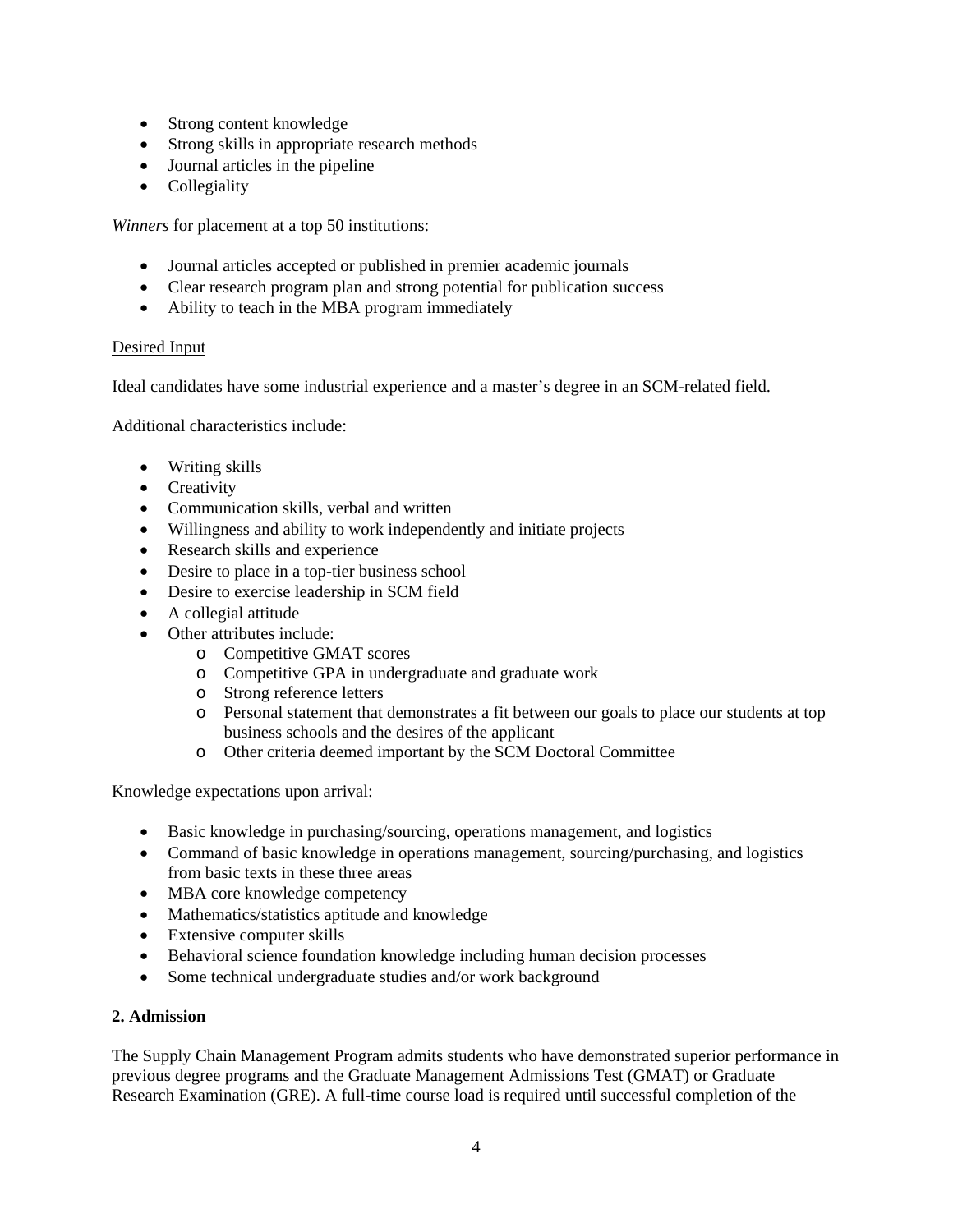- Strong content knowledge
- Strong skills in appropriate research methods
- Journal articles in the pipeline
- Collegiality

*Winners* for placement at a top 50 institutions:

- Journal articles accepted or published in premier academic journals
- Clear research program plan and strong potential for publication success
- Ability to teach in the MBA program immediately

<u>Desired Input</u>

Ideal candidates have some industrial experience and a master's degree in an SCM-related field.

Additional characteristics include:

- Writing skills
- Creativity
- Communication skills, verbal and written
- Willingness and ability to work independently and initiate projects
- Research skills and experience
- Desire to place in a top-tier business school
- Desire to exercise leadership in SCM field
- A collegial attitude
- Other attributes include:
  - Competitive GMAT scores
  - Competitive GPA in undergraduate and graduate work
  - Strong reference letters
  - Personal statement that demonstrates a fit between our goals to place our students at top business schools and the desires of the applicant
  - Other criteria deemed important by the SCM Doctoral Committee

Knowledge expectations upon arrival:

- Basic knowledge in purchasing/sourcing, operations management, and logistics
- Command of basic knowledge in operations management, sourcing/purchasing, and logistics from basic texts in these three areas
- MBA core knowledge competency
- Mathematics/statistics aptitude and knowledge
- Extensive computer skills
- Behavioral science foundation knowledge including human decision processes
- Some technical undergraduate studies and/or work background

**2. Admission**

The Supply Chain Management Program admits students who have demonstrated superior performance in previous degree programs and the Graduate Management Admissions Test (GMAT) or Graduate Research Examination (GRE). A full-time course load is required until successful completion of the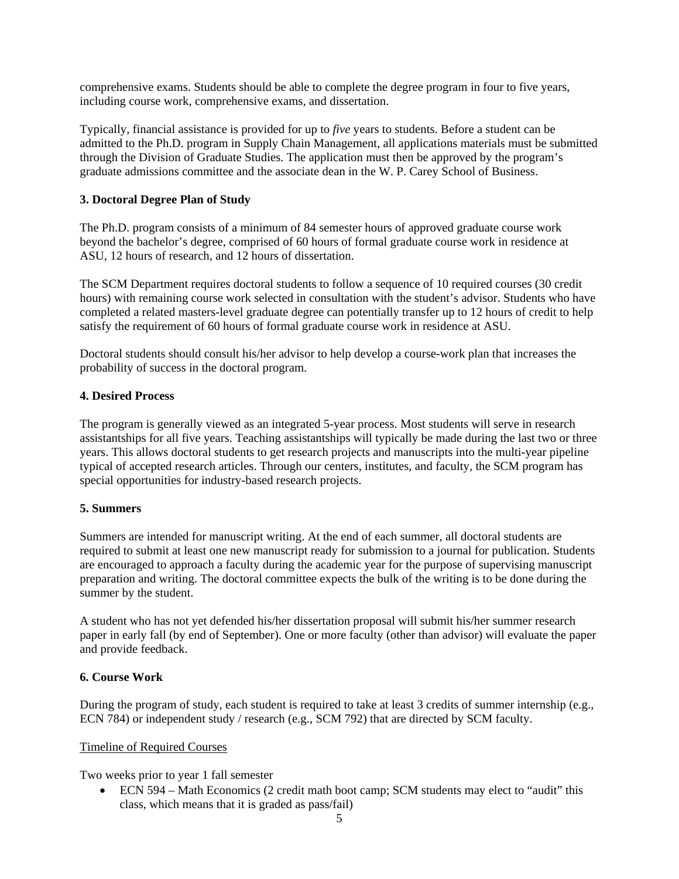comprehensive exams. Students should be able to complete the degree program in four to five years, including course work, comprehensive exams, and dissertation.

Typically, financial assistance is provided for up to *five* years to students. Before a student can be admitted to the Ph.D. program in Supply Chain Management, all applications materials must be submitted through the Division of Graduate Studies. The application must then be approved by the program's graduate admissions committee and the associate dean in the W. P. Carey School of Business.

## 3. Doctoral Degree Plan of Study

The Ph.D. program consists of a minimum of 84 semester hours of approved graduate course work beyond the bachelor's degree, comprised of 60 hours of formal graduate course work in residence at ASU, 12 hours of research, and 12 hours of dissertation.

The SCM Department requires doctoral students to follow a sequence of 10 required courses (30 credit hours) with remaining course work selected in consultation with the student's advisor. Students who have completed a related masters-level graduate degree can potentially transfer up to 12 hours of credit to help satisfy the requirement of 60 hours of formal graduate course work in residence at ASU.

Doctoral students should consult his/her advisor to help develop a course-work plan that increases the probability of success in the doctoral program.

## 4. Desired Process

The program is generally viewed as an integrated 5-year process. Most students will serve in research assistantships for all five years. Teaching assistantships will typically be made during the last two or three years. This allows doctoral students to get research projects and manuscripts into the multi-year pipeline typical of accepted research articles. Through our centers, institutes, and faculty, the SCM program has special opportunities for industry-based research projects.

## 5. Summers

Summers are intended for manuscript writing. At the end of each summer, all doctoral students are required to submit at least one new manuscript ready for submission to a journal for publication. Students are encouraged to approach a faculty during the academic year for the purpose of supervising manuscript preparation and writing. The doctoral committee expects the bulk of the writing is to be done during the summer by the student.

A student who has not yet defended his/her dissertation proposal will submit his/her summer research paper in early fall (by end of September). One or more faculty (other than advisor) will evaluate the paper and provide feedback.

## 6. Course Work

During the program of study, each student is required to take at least 3 credits of summer internship (e.g., ECN 784) or independent study / research (e.g., SCM 792) that are directed by SCM faculty.

Timeline of Required Courses

Two weeks prior to year 1 fall semester

- ECN 594 – Math Economics (2 credit math boot camp; SCM students may elect to "audit" this class, which means that it is graded as pass/fail)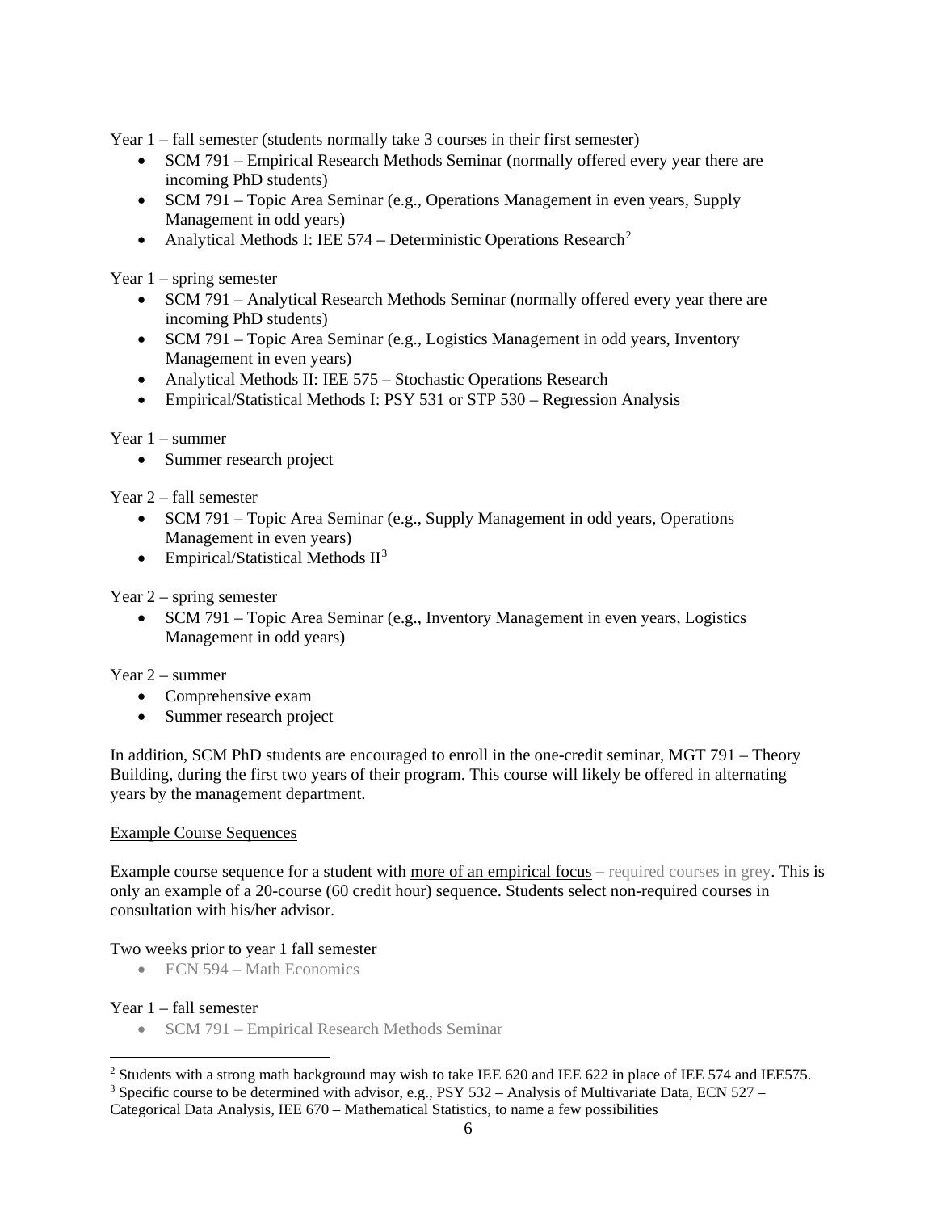Year 1 – fall semester (students normally take 3 courses in their first semester)

- SCM 791 – Empirical Research Methods Seminar (normally offered every year there are incoming PhD students)
- SCM 791 – Topic Area Seminar (e.g., Operations Management in even years, Supply Management in odd years)
- Analytical Methods I: IEE 574 – Deterministic Operations Research[2]

Year 1 – spring semester

- SCM 791 – Analytical Research Methods Seminar (normally offered every year there are incoming PhD students)
- SCM 791 – Topic Area Seminar (e.g., Logistics Management in odd years, Inventory Management in even years)
- Analytical Methods II: IEE 575 – Stochastic Operations Research
- Empirical/Statistical Methods I: PSY 531 or STP 530 – Regression Analysis

Year 1 – summer

- Summer research project

Year 2 – fall semester

- SCM 791 – Topic Area Seminar (e.g., Supply Management in odd years, Operations Management in even years)
- Empirical/Statistical Methods II[3]

Year 2 – spring semester

- SCM 791 – Topic Area Seminar (e.g., Inventory Management in even years, Logistics Management in odd years)

Year 2 – summer

- Comprehensive exam
- Summer research project

In addition, SCM PhD students are encouraged to enroll in the one-credit seminar, MGT 791 – Theory Building, during the first two years of their program. This course will likely be offered in alternating years by the management department.

Example Course Sequences

Example course sequence for a student with more of an empirical focus – required courses in grey. This is only an example of a 20-course (60 credit hour) sequence. Students select non-required courses in consultation with his/her advisor.

Two weeks prior to year 1 fall semester

- ECN 594 – Math Economics

Year 1 – fall semester

- SCM 791 – Empirical Research Methods Seminar

[2] Students with a strong math background may wish to take IEE 620 and IEE 622 in place of IEE 574 and IEE575.

[3] Specific course to be determined with advisor, e.g., PSY 532 – Analysis of Multivariate Data, ECN 527 – Categorical Data Analysis, IEE 670 – Mathematical Statistics, to name a few possibilities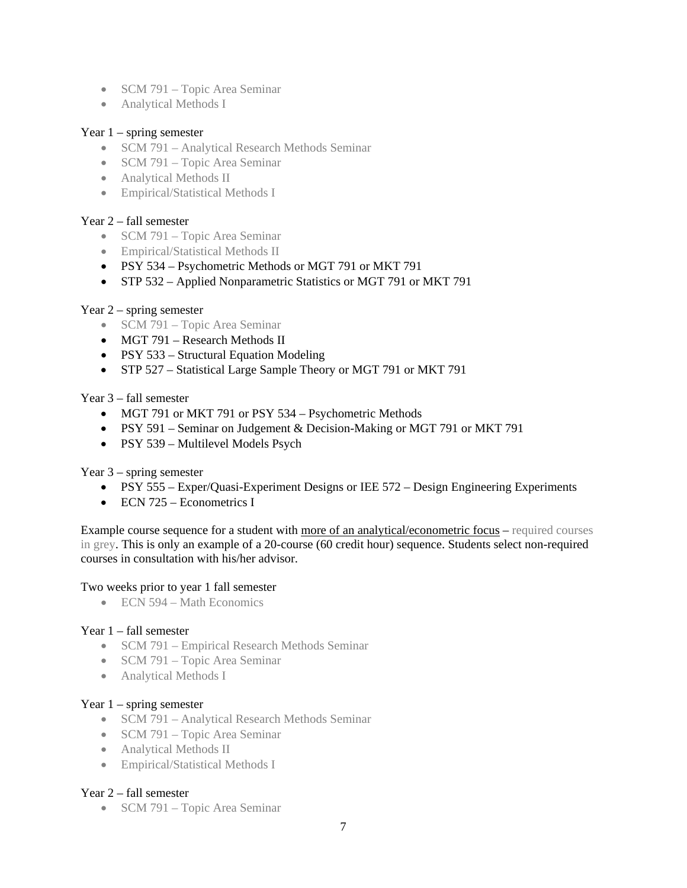- SCM 791 – Topic Area Seminar
- Analytical Methods I

Year 1 – spring semester

- SCM 791 – Analytical Research Methods Seminar
- SCM 791 – Topic Area Seminar
- Analytical Methods II
- Empirical/Statistical Methods I

Year 2 – fall semester

- SCM 791 – Topic Area Seminar
- Empirical/Statistical Methods II
- PSY 534 – Psychometric Methods or MGT 791 or MKT 791
- STP 532 – Applied Nonparametric Statistics or MGT 791 or MKT 791

Year 2 – spring semester

- SCM 791 – Topic Area Seminar
- MGT 791 – Research Methods II
- PSY 533 – Structural Equation Modeling
- STP 527 – Statistical Large Sample Theory or MGT 791 or MKT 791

Year 3 – fall semester

- MGT 791 or MKT 791 or PSY 534 – Psychometric Methods
- PSY 591 – Seminar on Judgement & Decision-Making or MGT 791 or MKT 791
- PSY 539 – Multilevel Models Psych

Year 3 – spring semester

- PSY 555 – Exper/Quasi-Experiment Designs or IEE 572 – Design Engineering Experiments
- ECN 725 – Econometrics I

Example course sequence for a student with more of an analytical/econometric focus – required courses in grey. This is only an example of a 20-course (60 credit hour) sequence. Students select non-required courses in consultation with his/her advisor.

Two weeks prior to year 1 fall semester

- ECN 594 – Math Economics

Year 1 – fall semester

- SCM 791 – Empirical Research Methods Seminar
- SCM 791 – Topic Area Seminar
- Analytical Methods I

Year 1 – spring semester

- SCM 791 – Analytical Research Methods Seminar
- SCM 791 – Topic Area Seminar
- Analytical Methods II
- Empirical/Statistical Methods I

Year 2 – fall semester

- SCM 791 – Topic Area Seminar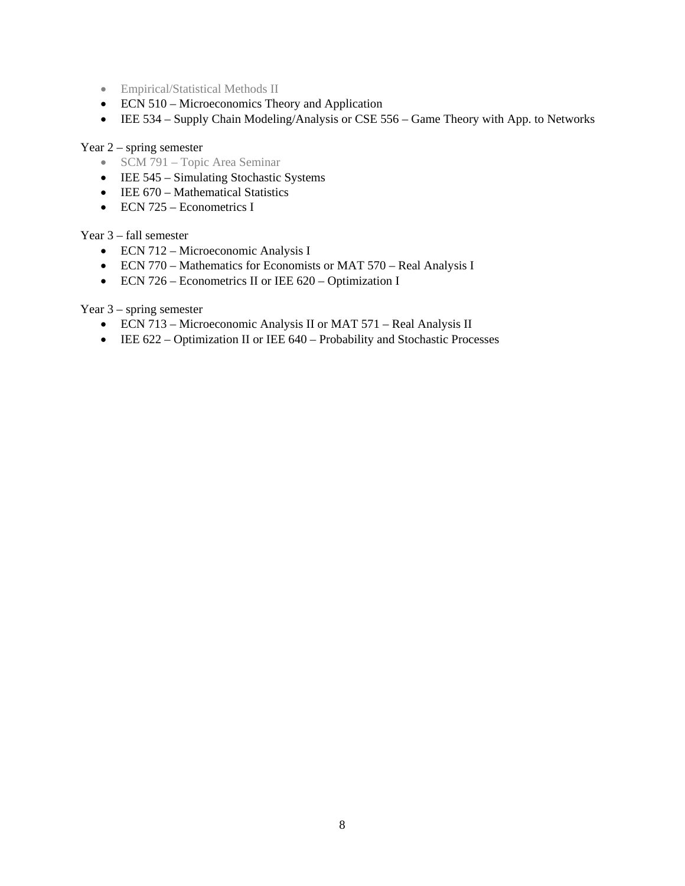- Empirical/Statistical Methods II
- ECN 510 – Microeconomics Theory and Application
- IEE 534 – Supply Chain Modeling/Analysis or CSE 556 – Game Theory with App. to Networks

Year 2 – spring semester

- SCM 791 – Topic Area Seminar
- IEE 545 – Simulating Stochastic Systems
- IEE 670 – Mathematical Statistics
- ECN 725 – Econometrics I

Year 3 – fall semester

- ECN 712 – Microeconomic Analysis I
- ECN 770 – Mathematics for Economists or MAT 570 – Real Analysis I
- ECN 726 – Econometrics II or IEE 620 – Optimization I

Year 3 – spring semester

- ECN 713 – Microeconomic Analysis II or MAT 571 – Real Analysis II
- IEE 622 – Optimization II or IEE 640 – Probability and Stochastic Processes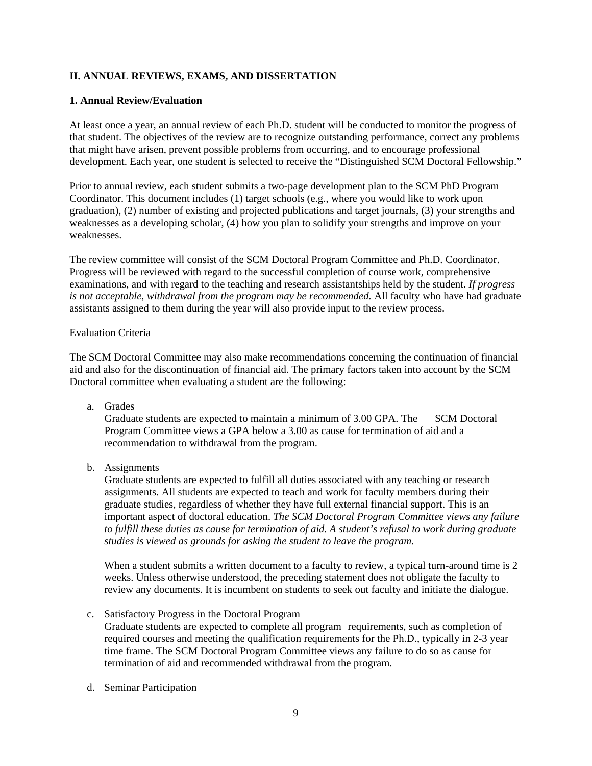## II. ANNUAL REVIEWS, EXAMS, AND DISSERTATION

### 1. Annual Review/Evaluation

At least once a year, an annual review of each Ph.D. student will be conducted to monitor the progress of that student. The objectives of the review are to recognize outstanding performance, correct any problems that might have arisen, prevent possible problems from occurring, and to encourage professional development. Each year, one student is selected to receive the "Distinguished SCM Doctoral Fellowship."

Prior to annual review, each student submits a two-page development plan to the SCM PhD Program Coordinator. This document includes (1) target schools (e.g., where you would like to work upon graduation), (2) number of existing and projected publications and target journals, (3) your strengths and weaknesses as a developing scholar, (4) how you plan to solidify your strengths and improve on your weaknesses.

The review committee will consist of the SCM Doctoral Program Committee and Ph.D. Coordinator. Progress will be reviewed with regard to the successful completion of course work, comprehensive examinations, and with regard to the teaching and research assistantships held by the student. *If progress is not acceptable, withdrawal from the program may be recommended.* All faculty who have had graduate assistants assigned to them during the year will also provide input to the review process.

<u>Evaluation Criteria</u>

The SCM Doctoral Committee may also make recommendations concerning the continuation of financial aid and also for the discontinuation of financial aid. The primary factors taken into account by the SCM Doctoral committee when evaluating a student are the following:

a. Grades
   Graduate students are expected to maintain a minimum of 3.00 GPA. The SCM Doctoral Program Committee views a GPA below a 3.00 as cause for termination of aid and a recommendation to withdrawal from the program.

b. Assignments
   Graduate students are expected to fulfill all duties associated with any teaching or research assignments. All students are expected to teach and work for faculty members during their graduate studies, regardless of whether they have full external financial support. This is an important aspect of doctoral education. *The SCM Doctoral Program Committee views any failure to fulfill these duties as cause for termination of aid. A student's refusal to work during graduate studies is viewed as grounds for asking the student to leave the program.*

   When a student submits a written document to a faculty to review, a typical turn-around time is 2 weeks. Unless otherwise understood, the preceding statement does not obligate the faculty to review any documents. It is incumbent on students to seek out faculty and initiate the dialogue.

c. Satisfactory Progress in the Doctoral Program
   Graduate students are expected to complete all program requirements, such as completion of required courses and meeting the qualification requirements for the Ph.D., typically in 2-3 year time frame. The SCM Doctoral Program Committee views any failure to do so as cause for termination of aid and recommended withdrawal from the program.

d. Seminar Participation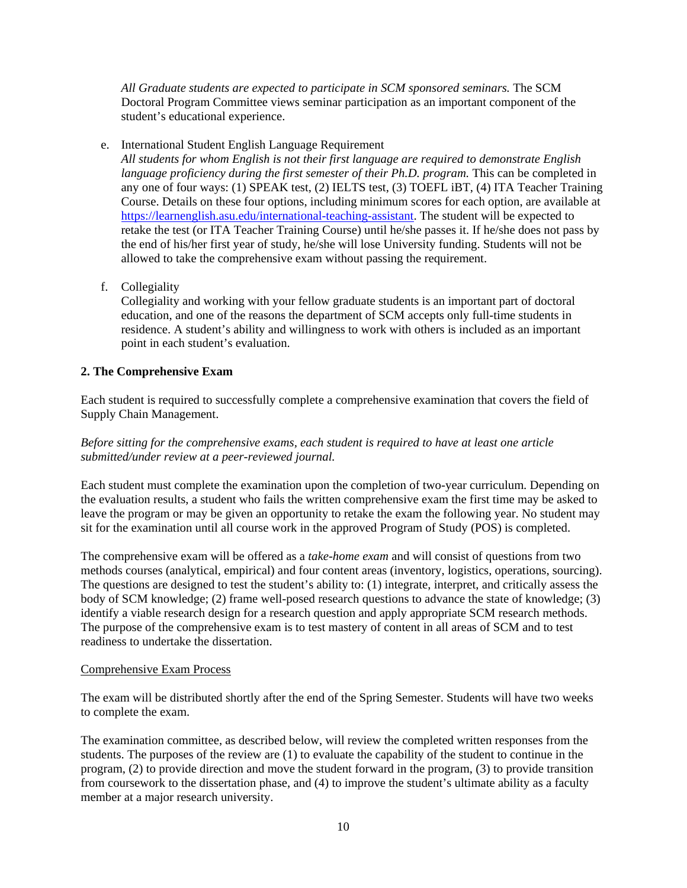*All Graduate students are expected to participate in SCM sponsored seminars.* The SCM Doctoral Program Committee views seminar participation as an important component of the student's educational experience.

e. International Student English Language Requirement
*All students for whom English is not their first language are required to demonstrate English language proficiency during the first semester of their Ph.D. program.* This can be completed in any one of four ways: (1) SPEAK test, (2) IELTS test, (3) TOEFL iBT, (4) ITA Teacher Training Course. Details on these four options, including minimum scores for each option, are available at [https://learnenglish.asu.edu/international-teaching-assistant](https://learnenglish.asu.edu/international-teaching-assistant). The student will be expected to retake the test (or ITA Teacher Training Course) until he/she passes it. If he/she does not pass by the end of his/her first year of study, he/she will lose University funding. Students will not be allowed to take the comprehensive exam without passing the requirement.

f. Collegiality
Collegiality and working with your fellow graduate students is an important part of doctoral education, and one of the reasons the department of SCM accepts only full-time students in residence. A student's ability and willingness to work with others is included as an important point in each student's evaluation.

## 2. The Comprehensive Exam

Each student is required to successfully complete a comprehensive examination that covers the field of Supply Chain Management.

*Before sitting for the comprehensive exams, each student is required to have at least one article submitted/under review at a peer-reviewed journal.*

Each student must complete the examination upon the completion of two-year curriculum. Depending on the evaluation results, a student who fails the written comprehensive exam the first time may be asked to leave the program or may be given an opportunity to retake the exam the following year. No student may sit for the examination until all course work in the approved Program of Study (POS) is completed.

The comprehensive exam will be offered as a *take-home exam* and will consist of questions from two methods courses (analytical, empirical) and four content areas (inventory, logistics, operations, sourcing). The questions are designed to test the student's ability to: (1) integrate, interpret, and critically assess the body of SCM knowledge; (2) frame well-posed research questions to advance the state of knowledge; (3) identify a viable research design for a research question and apply appropriate SCM research methods. The purpose of the comprehensive exam is to test mastery of content in all areas of SCM and to test readiness to undertake the dissertation.

Comprehensive Exam Process

The exam will be distributed shortly after the end of the Spring Semester. Students will have two weeks to complete the exam.

The examination committee, as described below, will review the completed written responses from the students. The purposes of the review are (1) to evaluate the capability of the student to continue in the program, (2) to provide direction and move the student forward in the program, (3) to provide transition from coursework to the dissertation phase, and (4) to improve the student's ultimate ability as a faculty member at a major research university.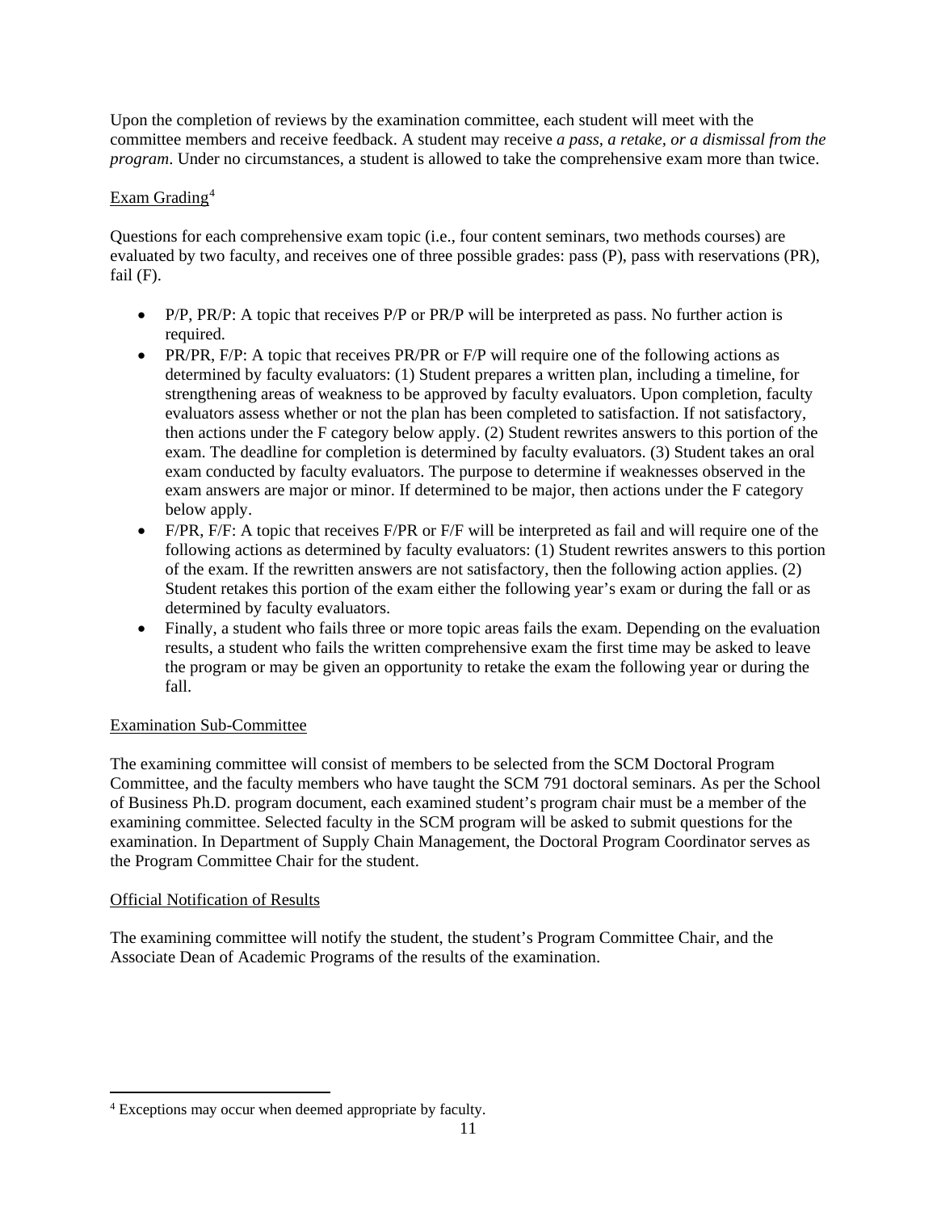Upon the completion of reviews by the examination committee, each student will meet with the committee members and receive feedback. A student may receive *a pass, a retake, or a dismissal from the program*. Under no circumstances, a student is allowed to take the comprehensive exam more than twice.

<u>Exam Grading</u>[4]

Questions for each comprehensive exam topic (i.e., four content seminars, two methods courses) are evaluated by two faculty, and receives one of three possible grades: pass (P), pass with reservations (PR), fail (F).

- P/P, PR/P: A topic that receives P/P or PR/P will be interpreted as pass. No further action is required.
- PR/PR, F/P: A topic that receives PR/PR or F/P will require one of the following actions as determined by faculty evaluators: (1) Student prepares a written plan, including a timeline, for strengthening areas of weakness to be approved by faculty evaluators. Upon completion, faculty evaluators assess whether or not the plan has been completed to satisfaction. If not satisfactory, then actions under the F category below apply. (2) Student rewrites answers to this portion of the exam. The deadline for completion is determined by faculty evaluators. (3) Student takes an oral exam conducted by faculty evaluators. The purpose to determine if weaknesses observed in the exam answers are major or minor. If determined to be major, then actions under the F category below apply.
- F/PR, F/F: A topic that receives F/PR or F/F will be interpreted as fail and will require one of the following actions as determined by faculty evaluators: (1) Student rewrites answers to this portion of the exam. If the rewritten answers are not satisfactory, then the following action applies. (2) Student retakes this portion of the exam either the following year's exam or during the fall or as determined by faculty evaluators.
- Finally, a student who fails three or more topic areas fails the exam. Depending on the evaluation results, a student who fails the written comprehensive exam the first time may be asked to leave the program or may be given an opportunity to retake the exam the following year or during the fall.

<u>Examination Sub-Committee</u>

The examining committee will consist of members to be selected from the SCM Doctoral Program Committee, and the faculty members who have taught the SCM 791 doctoral seminars. As per the School of Business Ph.D. program document, each examined student's program chair must be a member of the examining committee. Selected faculty in the SCM program will be asked to submit questions for the examination. In Department of Supply Chain Management, the Doctoral Program Coordinator serves as the Program Committee Chair for the student.

<u>Official Notification of Results</u>

The examining committee will notify the student, the student's Program Committee Chair, and the Associate Dean of Academic Programs of the results of the examination.

---

[4] Exceptions may occur when deemed appropriate by faculty.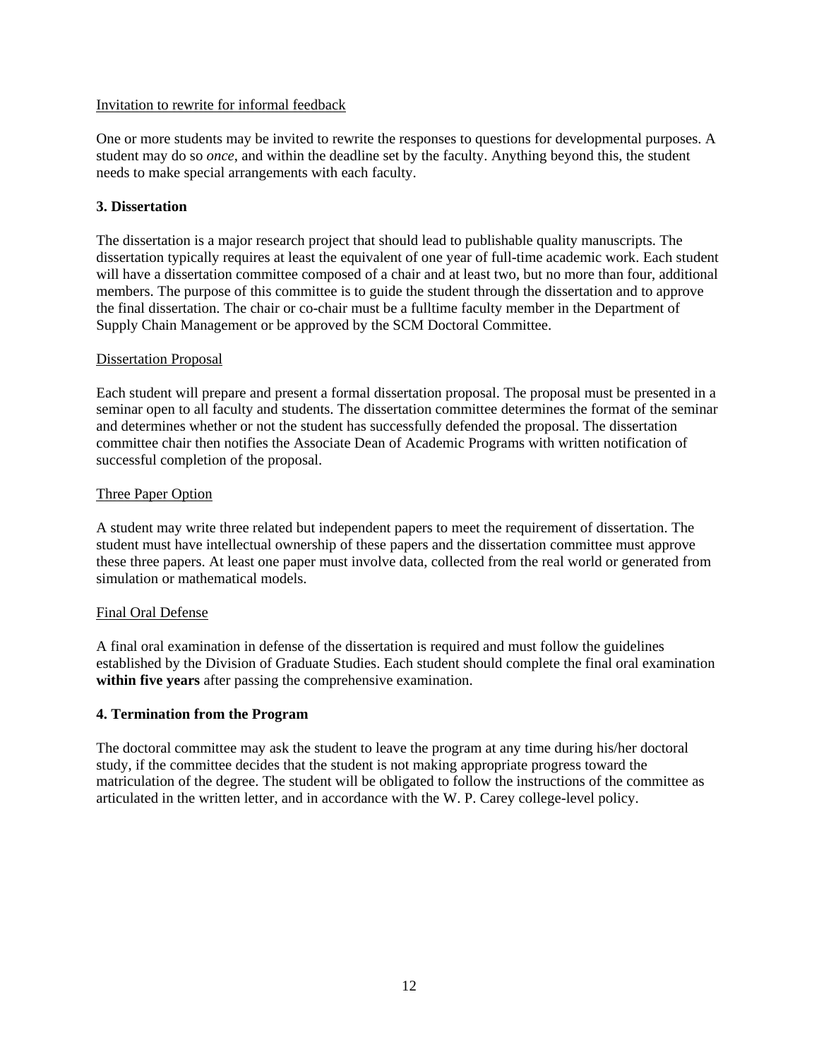Invitation to rewrite for informal feedback

One or more students may be invited to rewrite the responses to questions for developmental purposes. A student may do so *once*, and within the deadline set by the faculty. Anything beyond this, the student needs to make special arrangements with each faculty.

### 3. Dissertation

The dissertation is a major research project that should lead to publishable quality manuscripts. The dissertation typically requires at least the equivalent of one year of full-time academic work. Each student will have a dissertation committee composed of a chair and at least two, but no more than four, additional members. The purpose of this committee is to guide the student through the dissertation and to approve the final dissertation. The chair or co-chair must be a fulltime faculty member in the Department of Supply Chain Management or be approved by the SCM Doctoral Committee.

Dissertation Proposal

Each student will prepare and present a formal dissertation proposal. The proposal must be presented in a seminar open to all faculty and students. The dissertation committee determines the format of the seminar and determines whether or not the student has successfully defended the proposal. The dissertation committee chair then notifies the Associate Dean of Academic Programs with written notification of successful completion of the proposal.

Three Paper Option

A student may write three related but independent papers to meet the requirement of dissertation. The student must have intellectual ownership of these papers and the dissertation committee must approve these three papers. At least one paper must involve data, collected from the real world or generated from simulation or mathematical models.

Final Oral Defense

A final oral examination in defense of the dissertation is required and must follow the guidelines established by the Division of Graduate Studies. Each student should complete the final oral examination **within five years** after passing the comprehensive examination.

### 4. Termination from the Program

The doctoral committee may ask the student to leave the program at any time during his/her doctoral study, if the committee decides that the student is not making appropriate progress toward the matriculation of the degree. The student will be obligated to follow the instructions of the committee as articulated in the written letter, and in accordance with the W. P. Carey college-level policy.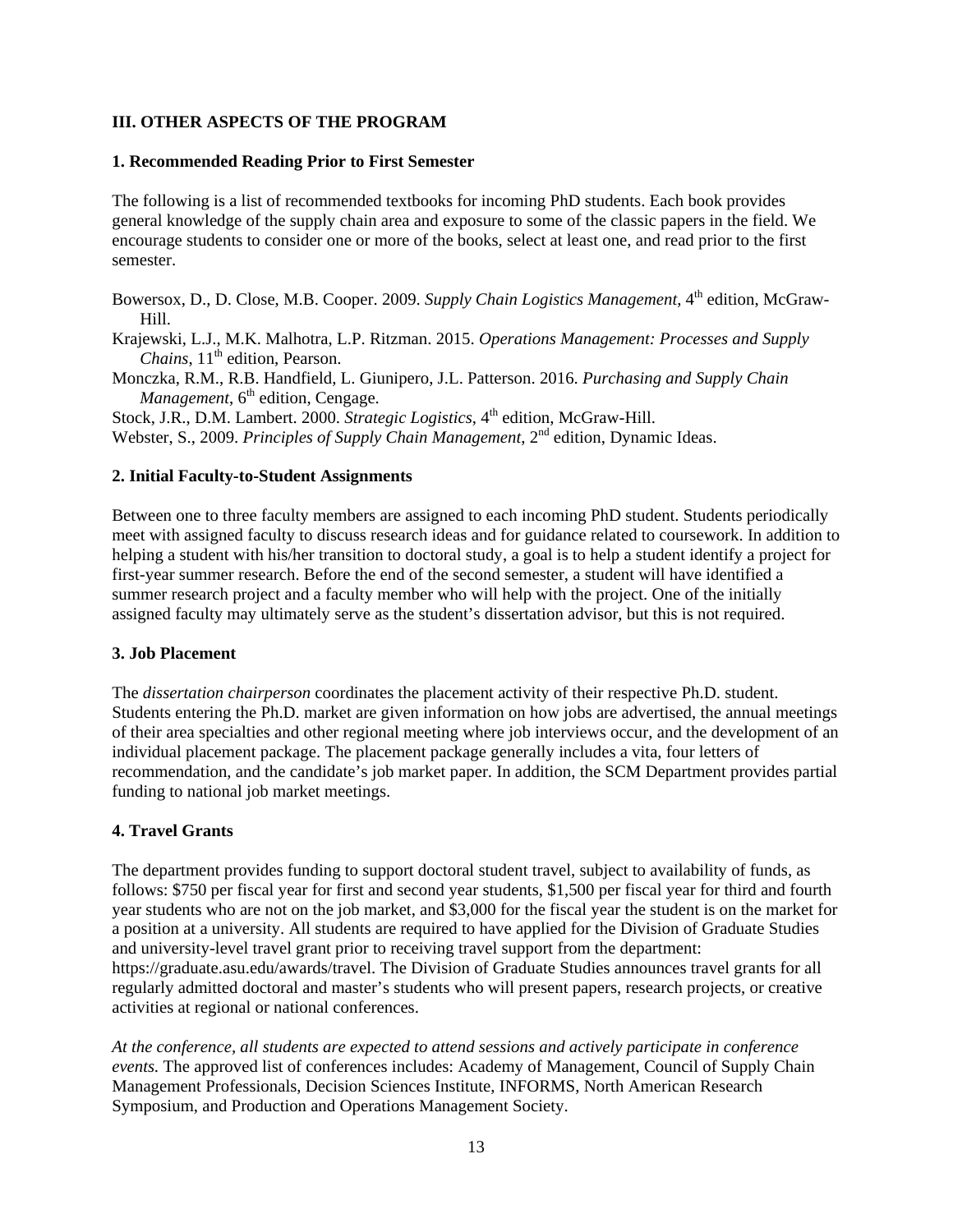**III. OTHER ASPECTS OF THE PROGRAM**

**1. Recommended Reading Prior to First Semester**

The following is a list of recommended textbooks for incoming PhD students. Each book provides general knowledge of the supply chain area and exposure to some of the classic papers in the field. We encourage students to consider one or more of the books, select at least one, and read prior to the first semester.

Bowersox, D., D. Close, M.B. Cooper. 2009. *Supply Chain Logistics Management*, 4th edition, McGraw-Hill.

Krajewski, L.J., M.K. Malhotra, L.P. Ritzman. 2015. *Operations Management: Processes and Supply Chains*, 11th edition, Pearson.

Monczka, R.M., R.B. Handfield, L. Giunipero, J.L. Patterson. 2016. *Purchasing and Supply Chain Management*, 6th edition, Cengage.

Stock, J.R., D.M. Lambert. 2000. *Strategic Logistics*, 4th edition, McGraw-Hill.

Webster, S., 2009. *Principles of Supply Chain Management*, 2nd edition, Dynamic Ideas.

**2. Initial Faculty-to-Student Assignments**

Between one to three faculty members are assigned to each incoming PhD student. Students periodically meet with assigned faculty to discuss research ideas and for guidance related to coursework. In addition to helping a student with his/her transition to doctoral study, a goal is to help a student identify a project for first-year summer research. Before the end of the second semester, a student will have identified a summer research project and a faculty member who will help with the project. One of the initially assigned faculty may ultimately serve as the student's dissertation advisor, but this is not required.

**3. Job Placement**

The *dissertation chairperson* coordinates the placement activity of their respective Ph.D. student. Students entering the Ph.D. market are given information on how jobs are advertised, the annual meetings of their area specialties and other regional meeting where job interviews occur, and the development of an individual placement package. The placement package generally includes a vita, four letters of recommendation, and the candidate's job market paper. In addition, the SCM Department provides partial funding to national job market meetings.

**4. Travel Grants**

The department provides funding to support doctoral student travel, subject to availability of funds, as follows: $750 per fiscal year for first and second year students, $1,500 per fiscal year for third and fourth year students who are not on the job market, and $3,000 for the fiscal year the student is on the market for a position at a university. All students are required to have applied for the Division of Graduate Studies and university-level travel grant prior to receiving travel support from the department: https://graduate.asu.edu/awards/travel. The Division of Graduate Studies announces travel grants for all regularly admitted doctoral and master's students who will present papers, research projects, or creative activities at regional or national conferences.

*At the conference, all students are expected to attend sessions and actively participate in conference events.* The approved list of conferences includes: Academy of Management, Council of Supply Chain Management Professionals, Decision Sciences Institute, INFORMS, North American Research Symposium, and Production and Operations Management Society.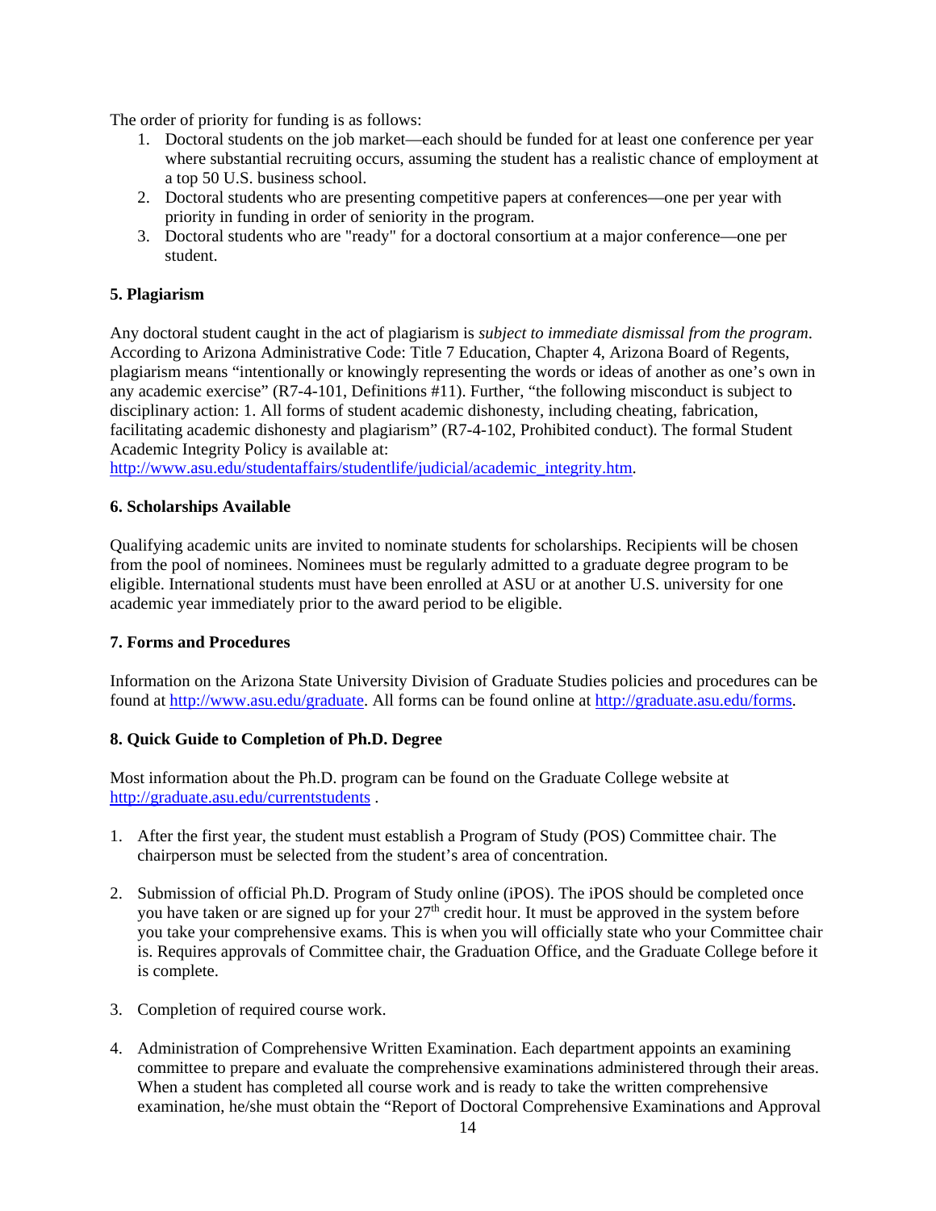The order of priority for funding is as follows:

1. Doctoral students on the job market—each should be funded for at least one conference per year where substantial recruiting occurs, assuming the student has a realistic chance of employment at a top 50 U.S. business school.
2. Doctoral students who are presenting competitive papers at conferences—one per year with priority in funding in order of seniority in the program.
3. Doctoral students who are "ready" for a doctoral consortium at a major conference—one per student.

### 5. Plagiarism

Any doctoral student caught in the act of plagiarism is *subject to immediate dismissal from the program*. According to Arizona Administrative Code: Title 7 Education, Chapter 4, Arizona Board of Regents, plagiarism means "intentionally or knowingly representing the words or ideas of another as one's own in any academic exercise" (R7-4-101, Definitions #11). Further, "the following misconduct is subject to disciplinary action: 1. All forms of student academic dishonesty, including cheating, fabrication, facilitating academic dishonesty and plagiarism" (R7-4-102, Prohibited conduct). The formal Student Academic Integrity Policy is available at: http://www.asu.edu/studentaffairs/studentlife/judicial/academic_integrity.htm.

### 6. Scholarships Available

Qualifying academic units are invited to nominate students for scholarships. Recipients will be chosen from the pool of nominees. Nominees must be regularly admitted to a graduate degree program to be eligible. International students must have been enrolled at ASU or at another U.S. university for one academic year immediately prior to the award period to be eligible.

### 7. Forms and Procedures

Information on the Arizona State University Division of Graduate Studies policies and procedures can be found at http://www.asu.edu/graduate. All forms can be found online at http://graduate.asu.edu/forms.

### 8. Quick Guide to Completion of Ph.D. Degree

Most information about the Ph.D. program can be found on the Graduate College website at http://graduate.asu.edu/currentstudents .

1. After the first year, the student must establish a Program of Study (POS) Committee chair. The chairperson must be selected from the student's area of concentration.

2. Submission of official Ph.D. Program of Study online (iPOS). The iPOS should be completed once you have taken or are signed up for your 27th credit hour. It must be approved in the system before you take your comprehensive exams. This is when you will officially state who your Committee chair is. Requires approvals of Committee chair, the Graduation Office, and the Graduate College before it is complete.

3. Completion of required course work.

4. Administration of Comprehensive Written Examination. Each department appoints an examining committee to prepare and evaluate the comprehensive examinations administered through their areas. When a student has completed all course work and is ready to take the written comprehensive examination, he/she must obtain the "Report of Doctoral Comprehensive Examinations and Approval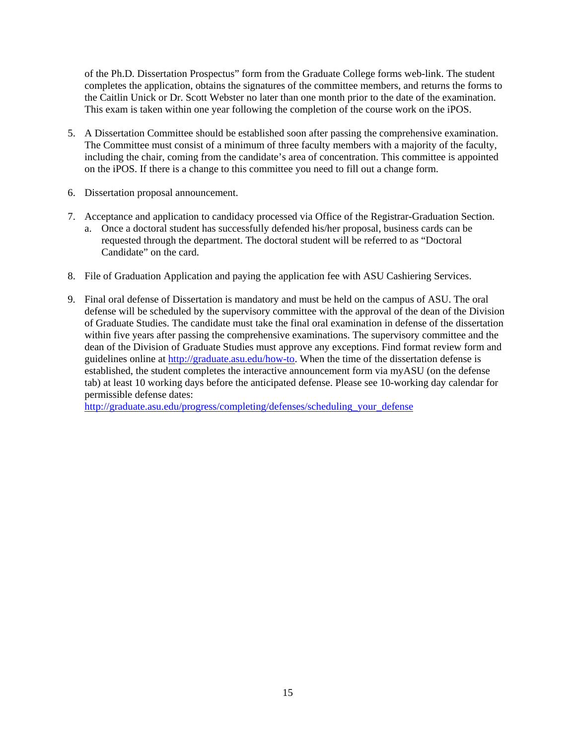of the Ph.D. Dissertation Prospectus" form from the Graduate College forms web-link. The student completes the application, obtains the signatures of the committee members, and returns the forms to the Caitlin Unick or Dr. Scott Webster no later than one month prior to the date of the examination. This exam is taken within one year following the completion of the course work on the iPOS.

5. A Dissertation Committee should be established soon after passing the comprehensive examination. The Committee must consist of a minimum of three faculty members with a majority of the faculty, including the chair, coming from the candidate's area of concentration. This committee is appointed on the iPOS. If there is a change to this committee you need to fill out a change form.

6. Dissertation proposal announcement.

7. Acceptance and application to candidacy processed via Office of the Registrar-Graduation Section.
   a. Once a doctoral student has successfully defended his/her proposal, business cards can be requested through the department. The doctoral student will be referred to as "Doctoral Candidate" on the card.

8. File of Graduation Application and paying the application fee with ASU Cashiering Services.

9. Final oral defense of Dissertation is mandatory and must be held on the campus of ASU. The oral defense will be scheduled by the supervisory committee with the approval of the dean of the Division of Graduate Studies. The candidate must take the final oral examination in defense of the dissertation within five years after passing the comprehensive examinations. The supervisory committee and the dean of the Division of Graduate Studies must approve any exceptions. Find format review form and guidelines online at [http://graduate.asu.edu/how-to](http://graduate.asu.edu/how-to). When the time of the dissertation defense is established, the student completes the interactive announcement form via myASU (on the defense tab) at least 10 working days before the anticipated defense. Please see 10-working day calendar for permissible defense dates:
   [http://graduate.asu.edu/progress/completing/defenses/scheduling_your_defense](http://graduate.asu.edu/progress/completing/defenses/scheduling_your_defense)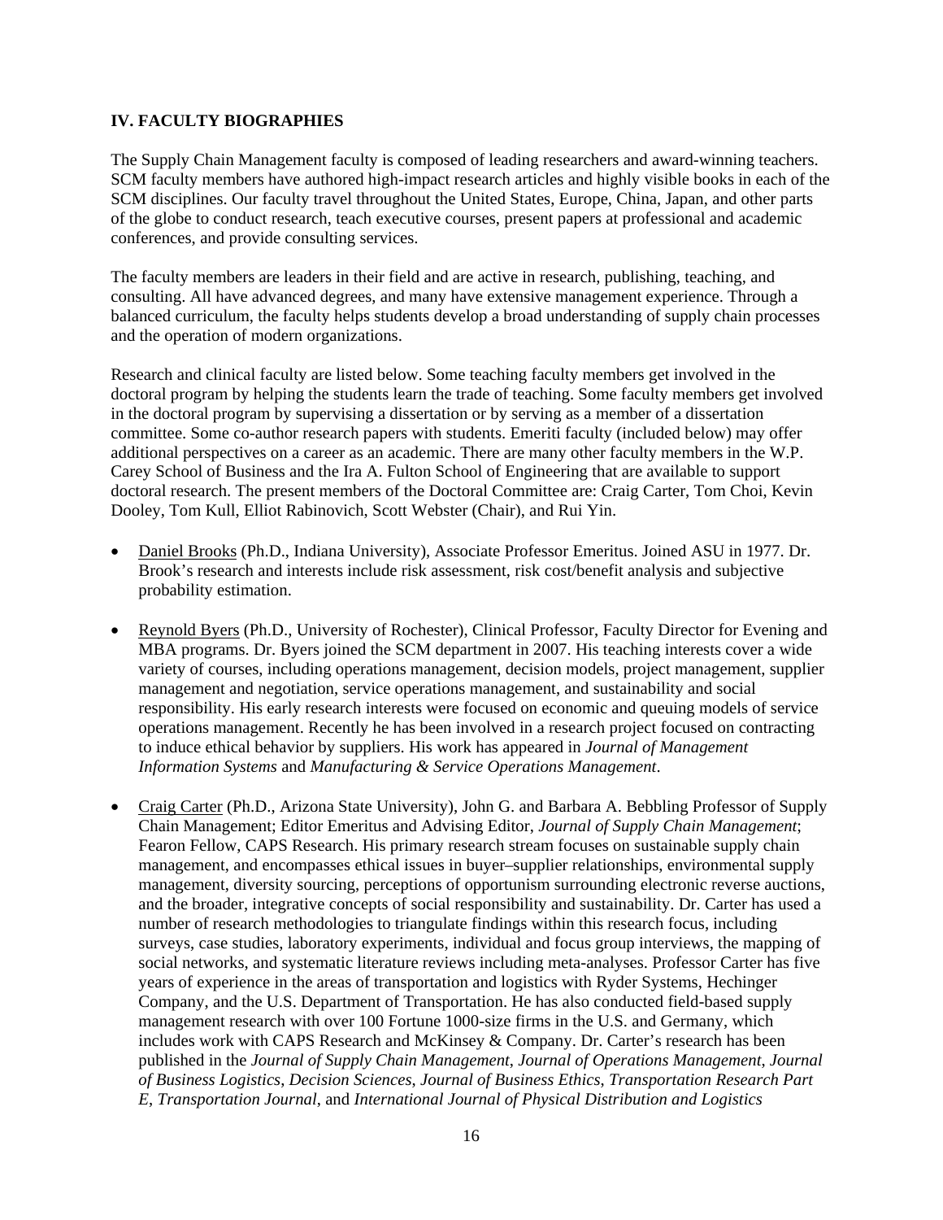## IV. FACULTY BIOGRAPHIES

The Supply Chain Management faculty is composed of leading researchers and award-winning teachers. SCM faculty members have authored high-impact research articles and highly visible books in each of the SCM disciplines. Our faculty travel throughout the United States, Europe, China, Japan, and other parts of the globe to conduct research, teach executive courses, present papers at professional and academic conferences, and provide consulting services.

The faculty members are leaders in their field and are active in research, publishing, teaching, and consulting. All have advanced degrees, and many have extensive management experience. Through a balanced curriculum, the faculty helps students develop a broad understanding of supply chain processes and the operation of modern organizations.

Research and clinical faculty are listed below. Some teaching faculty members get involved in the doctoral program by helping the students learn the trade of teaching. Some faculty members get involved in the doctoral program by supervising a dissertation or by serving as a member of a dissertation committee. Some co-author research papers with students. Emeriti faculty (included below) may offer additional perspectives on a career as an academic. There are many other faculty members in the W.P. Carey School of Business and the Ira A. Fulton School of Engineering that are available to support doctoral research. The present members of the Doctoral Committee are: Craig Carter, Tom Choi, Kevin Dooley, Tom Kull, Elliot Rabinovich, Scott Webster (Chair), and Rui Yin.

- Daniel Brooks (Ph.D., Indiana University), Associate Professor Emeritus. Joined ASU in 1977. Dr. Brook's research and interests include risk assessment, risk cost/benefit analysis and subjective probability estimation.

- Reynold Byers (Ph.D., University of Rochester), Clinical Professor, Faculty Director for Evening and MBA programs. Dr. Byers joined the SCM department in 2007. His teaching interests cover a wide variety of courses, including operations management, decision models, project management, supplier management and negotiation, service operations management, and sustainability and social responsibility. His early research interests were focused on economic and queuing models of service operations management. Recently he has been involved in a research project focused on contracting to induce ethical behavior by suppliers. His work has appeared in *Journal of Management Information Systems* and *Manufacturing & Service Operations Management*.

- Craig Carter (Ph.D., Arizona State University), John G. and Barbara A. Bebbling Professor of Supply Chain Management; Editor Emeritus and Advising Editor, *Journal of Supply Chain Management*; Fearon Fellow, CAPS Research. His primary research stream focuses on sustainable supply chain management, and encompasses ethical issues in buyer–supplier relationships, environmental supply management, diversity sourcing, perceptions of opportunism surrounding electronic reverse auctions, and the broader, integrative concepts of social responsibility and sustainability. Dr. Carter has used a number of research methodologies to triangulate findings within this research focus, including surveys, case studies, laboratory experiments, individual and focus group interviews, the mapping of social networks, and systematic literature reviews including meta-analyses. Professor Carter has five years of experience in the areas of transportation and logistics with Ryder Systems, Hechinger Company, and the U.S. Department of Transportation. He has also conducted field-based supply management research with over 100 Fortune 1000-size firms in the U.S. and Germany, which includes work with CAPS Research and McKinsey & Company. Dr. Carter's research has been published in the *Journal of Supply Chain Management*, *Journal of Operations Management*, *Journal of Business Logistics*, *Decision Sciences*, *Journal of Business Ethics*, *Transportation Research Part E*, *Transportation Journal*, and *International Journal of Physical Distribution and Logistics*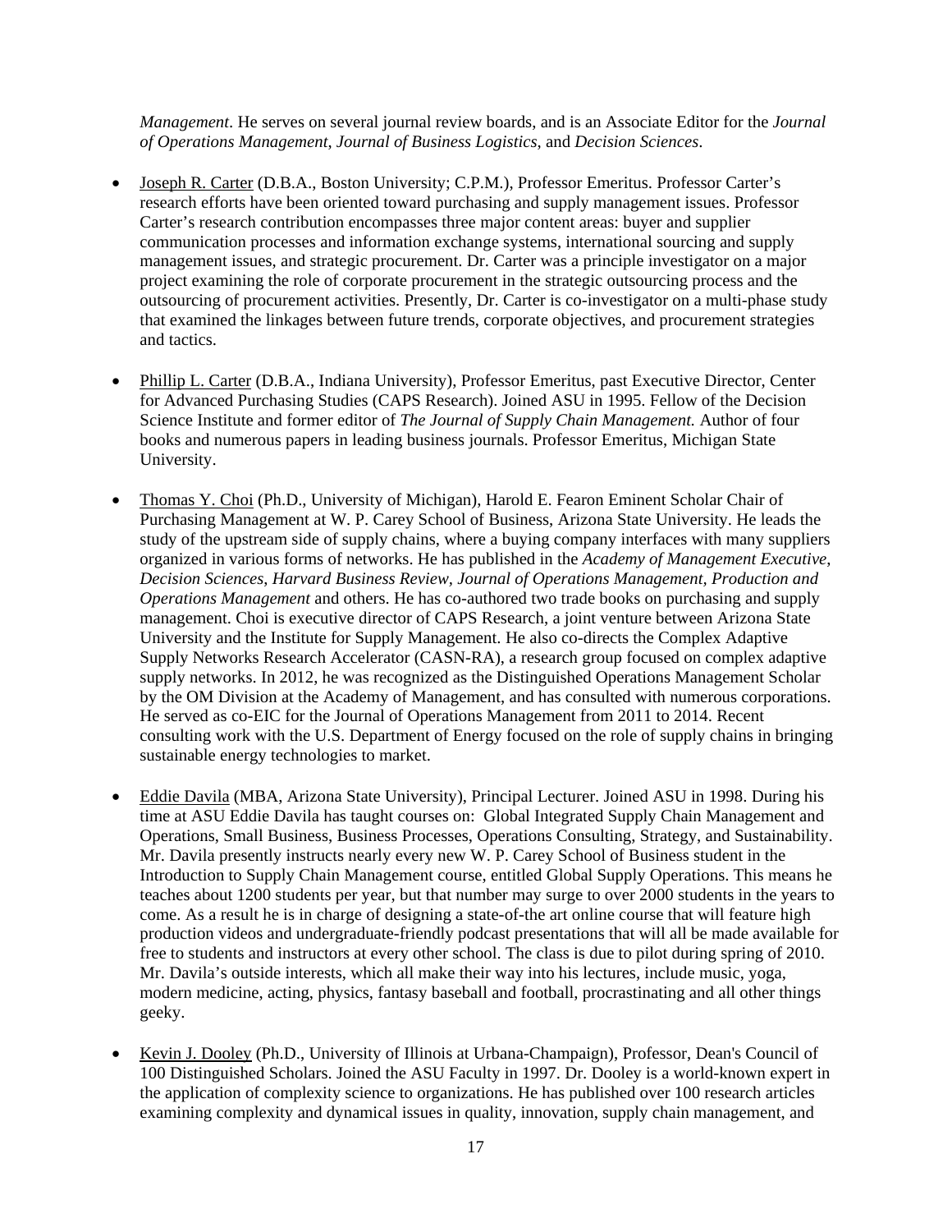*Management*. He serves on several journal review boards, and is an Associate Editor for the *Journal of Operations Management*, *Journal of Business Logistics*, and *Decision Sciences*.

- Joseph R. Carter (D.B.A., Boston University; C.P.M.), Professor Emeritus. Professor Carter's research efforts have been oriented toward purchasing and supply management issues. Professor Carter's research contribution encompasses three major content areas: buyer and supplier communication processes and information exchange systems, international sourcing and supply management issues, and strategic procurement. Dr. Carter was a principle investigator on a major project examining the role of corporate procurement in the strategic outsourcing process and the outsourcing of procurement activities. Presently, Dr. Carter is co-investigator on a multi-phase study that examined the linkages between future trends, corporate objectives, and procurement strategies and tactics.

- Phillip L. Carter (D.B.A., Indiana University), Professor Emeritus, past Executive Director, Center for Advanced Purchasing Studies (CAPS Research). Joined ASU in 1995. Fellow of the Decision Science Institute and former editor of *The Journal of Supply Chain Management.* Author of four books and numerous papers in leading business journals. Professor Emeritus, Michigan State University.

- Thomas Y. Choi (Ph.D., University of Michigan), Harold E. Fearon Eminent Scholar Chair of Purchasing Management at W. P. Carey School of Business, Arizona State University. He leads the study of the upstream side of supply chains, where a buying company interfaces with many suppliers organized in various forms of networks. He has published in the *Academy of Management Executive*, *Decision Sciences*, *Harvard Business Review*, *Journal of Operations Management*, *Production and Operations Management* and others. He has co-authored two trade books on purchasing and supply management. Choi is executive director of CAPS Research, a joint venture between Arizona State University and the Institute for Supply Management. He also co-directs the Complex Adaptive Supply Networks Research Accelerator (CASN-RA), a research group focused on complex adaptive supply networks. In 2012, he was recognized as the Distinguished Operations Management Scholar by the OM Division at the Academy of Management, and has consulted with numerous corporations. He served as co-EIC for the Journal of Operations Management from 2011 to 2014. Recent consulting work with the U.S. Department of Energy focused on the role of supply chains in bringing sustainable energy technologies to market.

- Eddie Davila (MBA, Arizona State University), Principal Lecturer. Joined ASU in 1998. During his time at ASU Eddie Davila has taught courses on: Global Integrated Supply Chain Management and Operations, Small Business, Business Processes, Operations Consulting, Strategy, and Sustainability. Mr. Davila presently instructs nearly every new W. P. Carey School of Business student in the Introduction to Supply Chain Management course, entitled Global Supply Operations. This means he teaches about 1200 students per year, but that number may surge to over 2000 students in the years to come. As a result he is in charge of designing a state-of-the art online course that will feature high production videos and undergraduate-friendly podcast presentations that will all be made available for free to students and instructors at every other school. The class is due to pilot during spring of 2010. Mr. Davila's outside interests, which all make their way into his lectures, include music, yoga, modern medicine, acting, physics, fantasy baseball and football, procrastinating and all other things geeky.

- Kevin J. Dooley (Ph.D., University of Illinois at Urbana-Champaign), Professor, Dean's Council of 100 Distinguished Scholars. Joined the ASU Faculty in 1997. Dr. Dooley is a world-known expert in the application of complexity science to organizations. He has published over 100 research articles examining complexity and dynamical issues in quality, innovation, supply chain management, and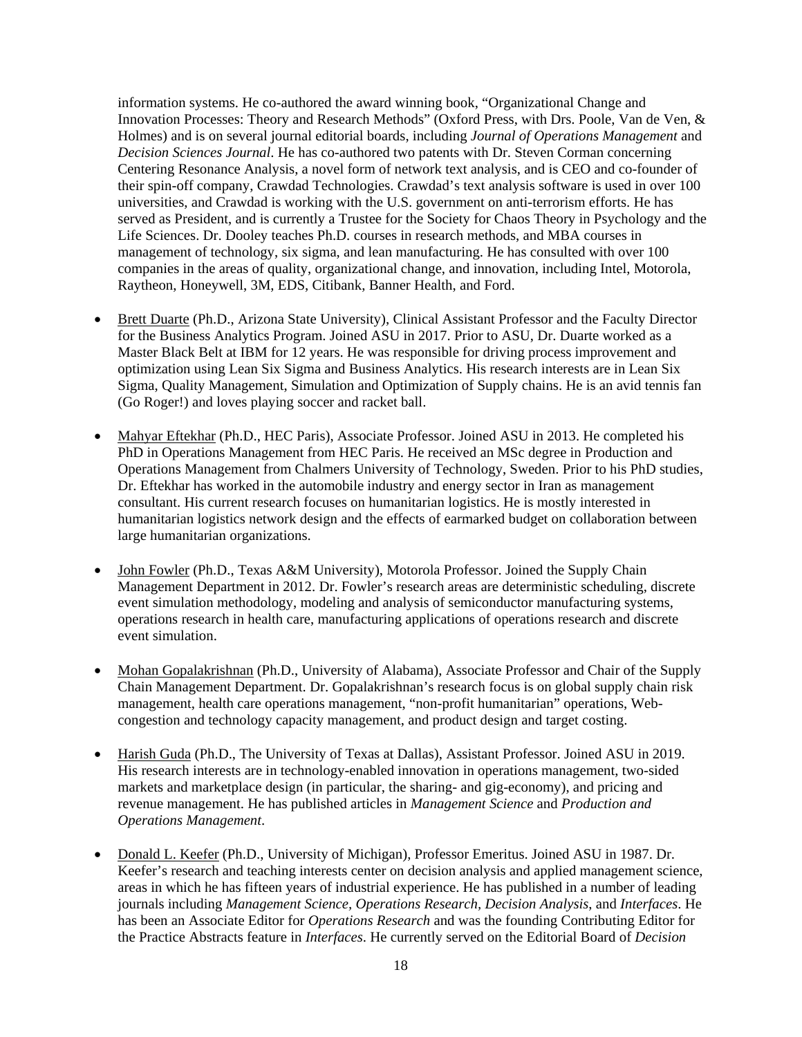information systems. He co-authored the award winning book, "Organizational Change and Innovation Processes: Theory and Research Methods" (Oxford Press, with Drs. Poole, Van de Ven, & Holmes) and is on several journal editorial boards, including *Journal of Operations Management* and *Decision Sciences Journal*. He has co-authored two patents with Dr. Steven Corman concerning Centering Resonance Analysis, a novel form of network text analysis, and is CEO and co-founder of their spin-off company, Crawdad Technologies. Crawdad's text analysis software is used in over 100 universities, and Crawdad is working with the U.S. government on anti-terrorism efforts. He has served as President, and is currently a Trustee for the Society for Chaos Theory in Psychology and the Life Sciences. Dr. Dooley teaches Ph.D. courses in research methods, and MBA courses in management of technology, six sigma, and lean manufacturing. He has consulted with over 100 companies in the areas of quality, organizational change, and innovation, including Intel, Motorola, Raytheon, Honeywell, 3M, EDS, Citibank, Banner Health, and Ford.

- Brett Duarte (Ph.D., Arizona State University), Clinical Assistant Professor and the Faculty Director for the Business Analytics Program. Joined ASU in 2017. Prior to ASU, Dr. Duarte worked as a Master Black Belt at IBM for 12 years. He was responsible for driving process improvement and optimization using Lean Six Sigma and Business Analytics. His research interests are in Lean Six Sigma, Quality Management, Simulation and Optimization of Supply chains. He is an avid tennis fan (Go Roger!) and loves playing soccer and racket ball.

- Mahyar Eftekhar (Ph.D., HEC Paris), Associate Professor. Joined ASU in 2013. He completed his PhD in Operations Management from HEC Paris. He received an MSc degree in Production and Operations Management from Chalmers University of Technology, Sweden. Prior to his PhD studies, Dr. Eftekhar has worked in the automobile industry and energy sector in Iran as management consultant. His current research focuses on humanitarian logistics. He is mostly interested in humanitarian logistics network design and the effects of earmarked budget on collaboration between large humanitarian organizations.

- John Fowler (Ph.D., Texas A&M University), Motorola Professor. Joined the Supply Chain Management Department in 2012. Dr. Fowler's research areas are deterministic scheduling, discrete event simulation methodology, modeling and analysis of semiconductor manufacturing systems, operations research in health care, manufacturing applications of operations research and discrete event simulation.

- Mohan Gopalakrishnan (Ph.D., University of Alabama), Associate Professor and Chair of the Supply Chain Management Department. Dr. Gopalakrishnan's research focus is on global supply chain risk management, health care operations management, "non-profit humanitarian" operations, Web-congestion and technology capacity management, and product design and target costing.

- Harish Guda (Ph.D., The University of Texas at Dallas), Assistant Professor. Joined ASU in 2019. His research interests are in technology-enabled innovation in operations management, two-sided markets and marketplace design (in particular, the sharing- and gig-economy), and pricing and revenue management. He has published articles in *Management Science* and *Production and Operations Management*.

- Donald L. Keefer (Ph.D., University of Michigan), Professor Emeritus. Joined ASU in 1987. Dr. Keefer's research and teaching interests center on decision analysis and applied management science, areas in which he has fifteen years of industrial experience. He has published in a number of leading journals including *Management Science*, *Operations Research*, *Decision Analysis*, and *Interfaces*. He has been an Associate Editor for *Operations Research* and was the founding Contributing Editor for the Practice Abstracts feature in *Interfaces*. He currently served on the Editorial Board of *Decision*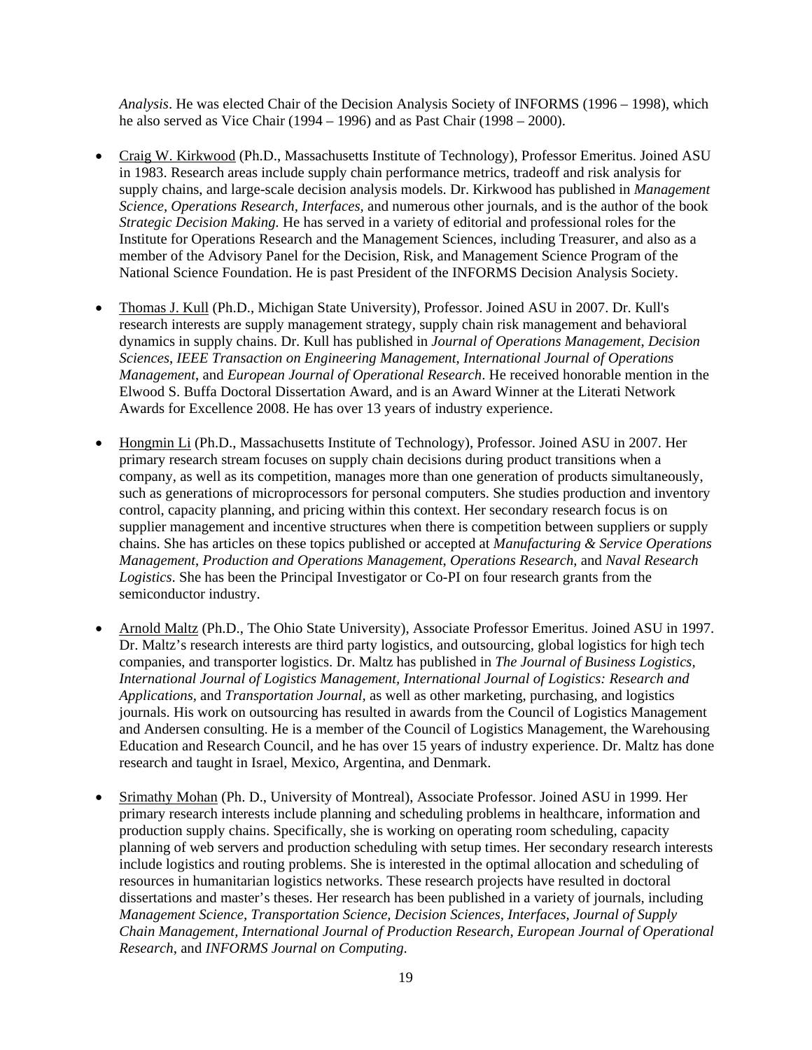*Analysis*. He was elected Chair of the Decision Analysis Society of INFORMS (1996 – 1998), which he also served as Vice Chair (1994 – 1996) and as Past Chair (1998 – 2000).

- Craig W. Kirkwood (Ph.D., Massachusetts Institute of Technology), Professor Emeritus. Joined ASU in 1983. Research areas include supply chain performance metrics, tradeoff and risk analysis for supply chains, and large-scale decision analysis models. Dr. Kirkwood has published in *Management Science, Operations Research, Interfaces,* and numerous other journals, and is the author of the book *Strategic Decision Making.* He has served in a variety of editorial and professional roles for the Institute for Operations Research and the Management Sciences, including Treasurer, and also as a member of the Advisory Panel for the Decision, Risk, and Management Science Program of the National Science Foundation. He is past President of the INFORMS Decision Analysis Society.

- Thomas J. Kull (Ph.D., Michigan State University), Professor. Joined ASU in 2007. Dr. Kull's research interests are supply management strategy, supply chain risk management and behavioral dynamics in supply chains. Dr. Kull has published in *Journal of Operations Management*, *Decision Sciences*, *IEEE Transaction on Engineering Management*, *International Journal of Operations Management*, and *European Journal of Operational Research*. He received honorable mention in the Elwood S. Buffa Doctoral Dissertation Award, and is an Award Winner at the Literati Network Awards for Excellence 2008. He has over 13 years of industry experience.

- Hongmin Li (Ph.D., Massachusetts Institute of Technology), Professor. Joined ASU in 2007. Her primary research stream focuses on supply chain decisions during product transitions when a company, as well as its competition, manages more than one generation of products simultaneously, such as generations of microprocessors for personal computers. She studies production and inventory control, capacity planning, and pricing within this context. Her secondary research focus is on supplier management and incentive structures when there is competition between suppliers or supply chains. She has articles on these topics published or accepted at *Manufacturing & Service Operations Management, Production and Operations Management, Operations Research*, and *Naval Research Logistics*. She has been the Principal Investigator or Co-PI on four research grants from the semiconductor industry.

- Arnold Maltz (Ph.D., The Ohio State University), Associate Professor Emeritus. Joined ASU in 1997. Dr. Maltz's research interests are third party logistics, and outsourcing, global logistics for high tech companies, and transporter logistics. Dr. Maltz has published in *The Journal of Business Logistics, International Journal of Logistics Management, International Journal of Logistics: Research and Applications,* and *Transportation Journal,* as well as other marketing, purchasing, and logistics journals. His work on outsourcing has resulted in awards from the Council of Logistics Management and Andersen consulting. He is a member of the Council of Logistics Management, the Warehousing Education and Research Council, and he has over 15 years of industry experience. Dr. Maltz has done research and taught in Israel, Mexico, Argentina, and Denmark.

- Srimathy Mohan (Ph. D., University of Montreal), Associate Professor. Joined ASU in 1999. Her primary research interests include planning and scheduling problems in healthcare, information and production supply chains. Specifically, she is working on operating room scheduling, capacity planning of web servers and production scheduling with setup times. Her secondary research interests include logistics and routing problems. She is interested in the optimal allocation and scheduling of resources in humanitarian logistics networks. These research projects have resulted in doctoral dissertations and master's theses. Her research has been published in a variety of journals, including *Management Science, Transportation Science, Decision Sciences, Interfaces, Journal of Supply Chain Management, International Journal of Production Research, European Journal of Operational Research*, and *INFORMS Journal on Computing.*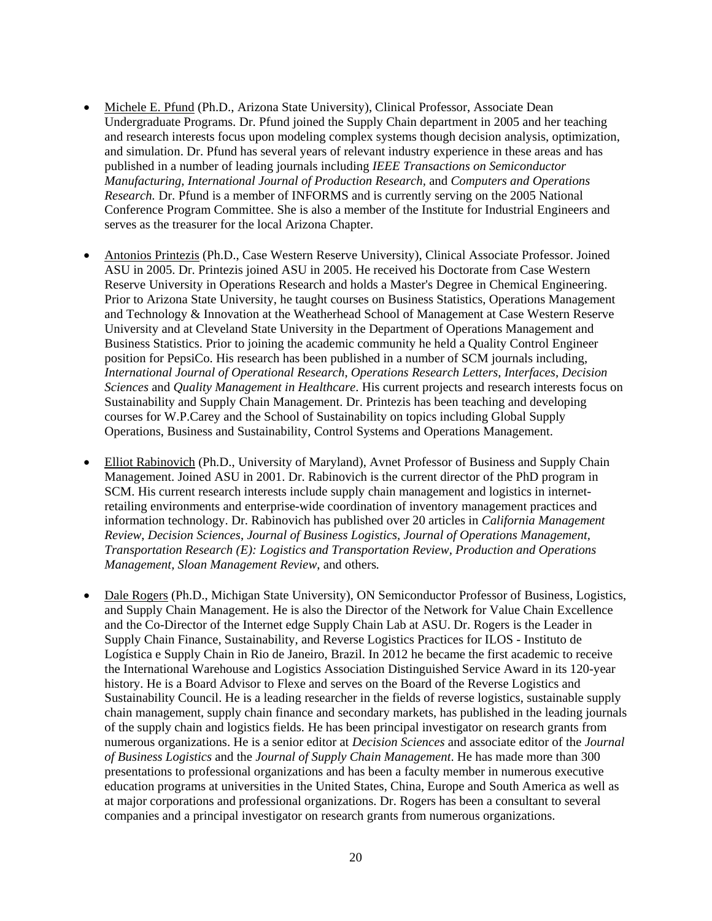- Michele E. Pfund (Ph.D., Arizona State University), Clinical Professor, Associate Dean Undergraduate Programs. Dr. Pfund joined the Supply Chain department in 2005 and her teaching and research interests focus upon modeling complex systems though decision analysis, optimization, and simulation. Dr. Pfund has several years of relevant industry experience in these areas and has published in a number of leading journals including *IEEE Transactions on Semiconductor Manufacturing, International Journal of Production Research,* and *Computers and Operations Research.* Dr. Pfund is a member of INFORMS and is currently serving on the 2005 National Conference Program Committee. She is also a member of the Institute for Industrial Engineers and serves as the treasurer for the local Arizona Chapter.

- Antonios Printezis (Ph.D., Case Western Reserve University), Clinical Associate Professor. Joined ASU in 2005. Dr. Printezis joined ASU in 2005. He received his Doctorate from Case Western Reserve University in Operations Research and holds a Master's Degree in Chemical Engineering. Prior to Arizona State University, he taught courses on Business Statistics, Operations Management and Technology & Innovation at the Weatherhead School of Management at Case Western Reserve University and at Cleveland State University in the Department of Operations Management and Business Statistics. Prior to joining the academic community he held a Quality Control Engineer position for PepsiCo. His research has been published in a number of SCM journals including, *International Journal of Operational Research*, *Operations Research Letters*, *Interfaces*, *Decision Sciences* and *Quality Management in Healthcare*. His current projects and research interests focus on Sustainability and Supply Chain Management. Dr. Printezis has been teaching and developing courses for W.P.Carey and the School of Sustainability on topics including Global Supply Operations, Business and Sustainability, Control Systems and Operations Management.

- Elliot Rabinovich (Ph.D., University of Maryland), Avnet Professor of Business and Supply Chain Management. Joined ASU in 2001. Dr. Rabinovich is the current director of the PhD program in SCM. His current research interests include supply chain management and logistics in internet-retailing environments and enterprise-wide coordination of inventory management practices and information technology. Dr. Rabinovich has published over 20 articles in *California Management Review*, *Decision Sciences*, *Journal of Business Logistics, Journal of Operations Management, Transportation Research (E): Logistics and Transportation Review, Production and Operations Management, Sloan Management Review*, and others*.*

- Dale Rogers (Ph.D., Michigan State University), ON Semiconductor Professor of Business, Logistics, and Supply Chain Management. He is also the Director of the Network for Value Chain Excellence and the Co-Director of the Internet edge Supply Chain Lab at ASU. Dr. Rogers is the Leader in Supply Chain Finance, Sustainability, and Reverse Logistics Practices for ILOS - Instituto de Logística e Supply Chain in Rio de Janeiro, Brazil. In 2012 he became the first academic to receive the International Warehouse and Logistics Association Distinguished Service Award in its 120-year history. He is a Board Advisor to Flexe and serves on the Board of the Reverse Logistics and Sustainability Council. He is a leading researcher in the fields of reverse logistics, sustainable supply chain management, supply chain finance and secondary markets, has published in the leading journals of the supply chain and logistics fields. He has been principal investigator on research grants from numerous organizations. He is a senior editor at *Decision Sciences* and associate editor of the *Journal of Business Logistics* and the *Journal of Supply Chain Management*. He has made more than 300 presentations to professional organizations and has been a faculty member in numerous executive education programs at universities in the United States, China, Europe and South America as well as at major corporations and professional organizations. Dr. Rogers has been a consultant to several companies and a principal investigator on research grants from numerous organizations.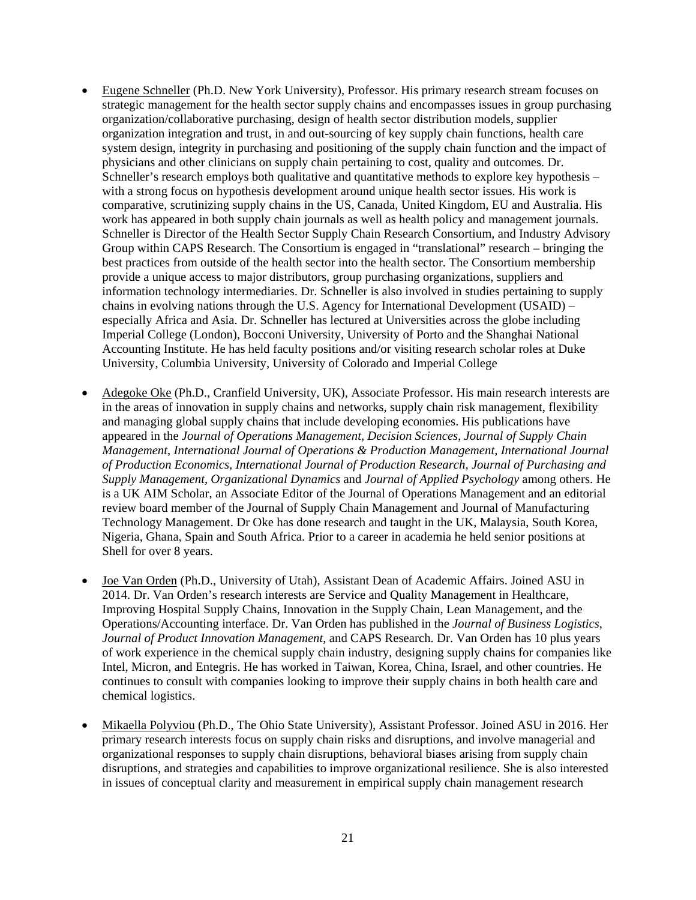- Eugene Schneller (Ph.D. New York University), Professor. His primary research stream focuses on strategic management for the health sector supply chains and encompasses issues in group purchasing organization/collaborative purchasing, design of health sector distribution models, supplier organization integration and trust, in and out-sourcing of key supply chain functions, health care system design, integrity in purchasing and positioning of the supply chain function and the impact of physicians and other clinicians on supply chain pertaining to cost, quality and outcomes. Dr. Schneller's research employs both qualitative and quantitative methods to explore key hypothesis – with a strong focus on hypothesis development around unique health sector issues. His work is comparative, scrutinizing supply chains in the US, Canada, United Kingdom, EU and Australia. His work has appeared in both supply chain journals as well as health policy and management journals. Schneller is Director of the Health Sector Supply Chain Research Consortium, and Industry Advisory Group within CAPS Research. The Consortium is engaged in "translational" research – bringing the best practices from outside of the health sector into the health sector. The Consortium membership provide a unique access to major distributors, group purchasing organizations, suppliers and information technology intermediaries. Dr. Schneller is also involved in studies pertaining to supply chains in evolving nations through the U.S. Agency for International Development (USAID) – especially Africa and Asia. Dr. Schneller has lectured at Universities across the globe including Imperial College (London), Bocconi University, University of Porto and the Shanghai National Accounting Institute. He has held faculty positions and/or visiting research scholar roles at Duke University, Columbia University, University of Colorado and Imperial College

- Adegoke Oke (Ph.D., Cranfield University, UK), Associate Professor. His main research interests are in the areas of innovation in supply chains and networks, supply chain risk management, flexibility and managing global supply chains that include developing economies. His publications have appeared in the *Journal of Operations Management*, *Decision Sciences*, *Journal of Supply Chain Management*, *International Journal of Operations & Production Management*, *International Journal of Production Economics*, *International Journal of Production Research*, *Journal of Purchasing and Supply Management*, *Organizational Dynamics* and *Journal of Applied Psychology* among others. He is a UK AIM Scholar, an Associate Editor of the Journal of Operations Management and an editorial review board member of the Journal of Supply Chain Management and Journal of Manufacturing Technology Management. Dr Oke has done research and taught in the UK, Malaysia, South Korea, Nigeria, Ghana, Spain and South Africa. Prior to a career in academia he held senior positions at Shell for over 8 years.

- Joe Van Orden (Ph.D., University of Utah), Assistant Dean of Academic Affairs. Joined ASU in 2014. Dr. Van Orden's research interests are Service and Quality Management in Healthcare, Improving Hospital Supply Chains, Innovation in the Supply Chain, Lean Management, and the Operations/Accounting interface. Dr. Van Orden has published in the *Journal of Business Logistics*, *Journal of Product Innovation Management*, and CAPS Research. Dr. Van Orden has 10 plus years of work experience in the chemical supply chain industry, designing supply chains for companies like Intel, Micron, and Entegris. He has worked in Taiwan, Korea, China, Israel, and other countries. He continues to consult with companies looking to improve their supply chains in both health care and chemical logistics.

- Mikaella Polyviou (Ph.D., The Ohio State University), Assistant Professor. Joined ASU in 2016. Her primary research interests focus on supply chain risks and disruptions, and involve managerial and organizational responses to supply chain disruptions, behavioral biases arising from supply chain disruptions, and strategies and capabilities to improve organizational resilience. She is also interested in issues of conceptual clarity and measurement in empirical supply chain management research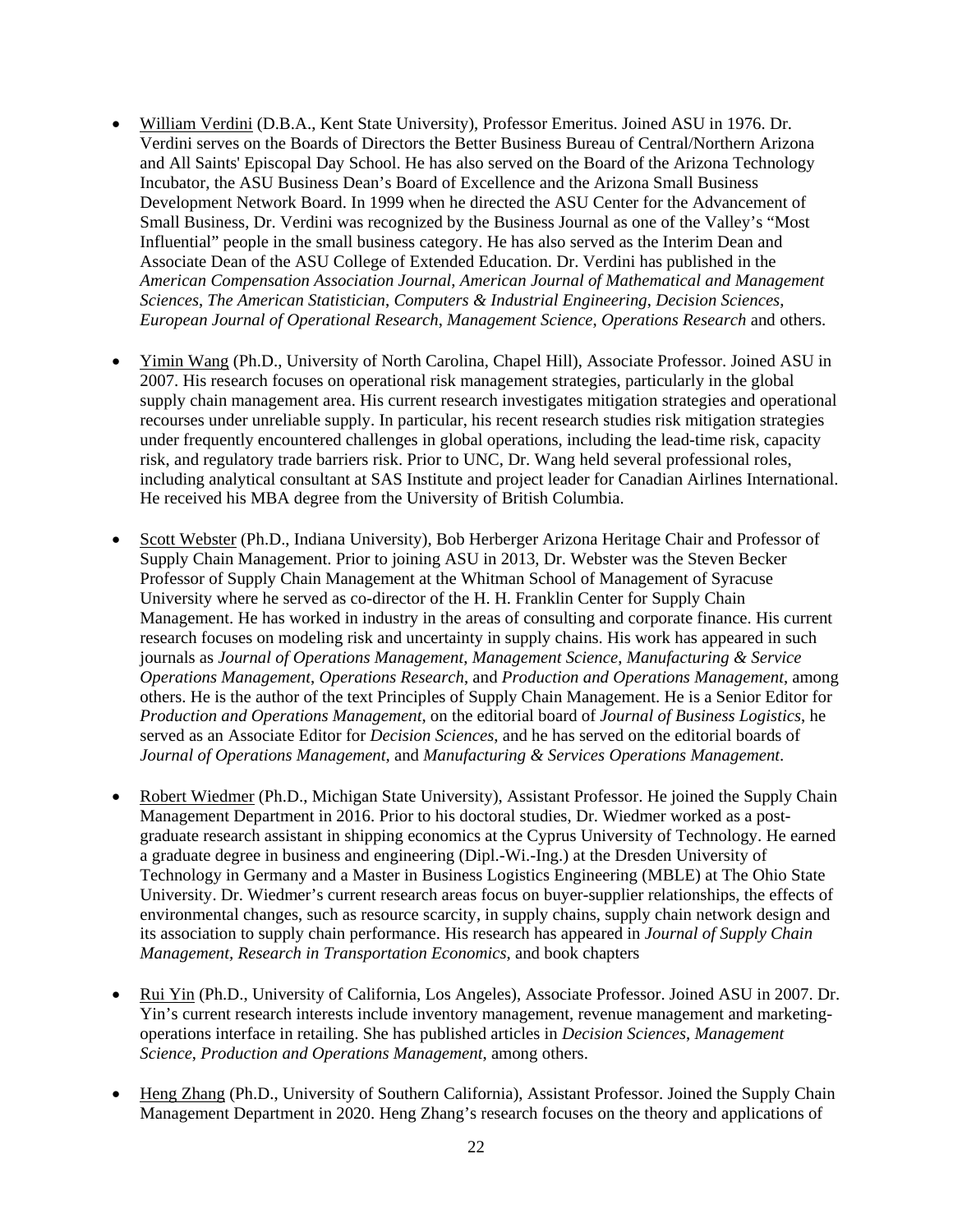- <u>William Verdini</u> (D.B.A., Kent State University), Professor Emeritus. Joined ASU in 1976. Dr. Verdini serves on the Boards of Directors the Better Business Bureau of Central/Northern Arizona and All Saints' Episcopal Day School. He has also served on the Board of the Arizona Technology Incubator, the ASU Business Dean's Board of Excellence and the Arizona Small Business Development Network Board. In 1999 when he directed the ASU Center for the Advancement of Small Business, Dr. Verdini was recognized by the Business Journal as one of the Valley's "Most Influential" people in the small business category. He has also served as the Interim Dean and Associate Dean of the ASU College of Extended Education. Dr. Verdini has published in the *American Compensation Association Journal*, *American Journal of Mathematical and Management Sciences*, *The American Statistician*, *Computers & Industrial Engineering*, *Decision Sciences*, *European Journal of Operational Research*, *Management Science*, *Operations Research* and others.

- <u>Yimin Wang</u> (Ph.D., University of North Carolina, Chapel Hill), Associate Professor. Joined ASU in 2007. His research focuses on operational risk management strategies, particularly in the global supply chain management area. His current research investigates mitigation strategies and operational recourses under unreliable supply. In particular, his recent research studies risk mitigation strategies under frequently encountered challenges in global operations, including the lead-time risk, capacity risk, and regulatory trade barriers risk. Prior to UNC, Dr. Wang held several professional roles, including analytical consultant at SAS Institute and project leader for Canadian Airlines International. He received his MBA degree from the University of British Columbia.

- <u>Scott Webster</u> (Ph.D., Indiana University), Bob Herberger Arizona Heritage Chair and Professor of Supply Chain Management. Prior to joining ASU in 2013, Dr. Webster was the Steven Becker Professor of Supply Chain Management at the Whitman School of Management of Syracuse University where he served as co-director of the H. H. Franklin Center for Supply Chain Management. He has worked in industry in the areas of consulting and corporate finance. His current research focuses on modeling risk and uncertainty in supply chains. His work has appeared in such journals as *Journal of Operations Management*, *Management Science*, *Manufacturing & Service Operations Management*, *Operations Research*, and *Production and Operations Management*, among others. He is the author of the text Principles of Supply Chain Management. He is a Senior Editor for *Production and Operations Management*, on the editorial board of *Journal of Business Logistics*, he served as an Associate Editor for *Decision Sciences,* and he has served on the editorial boards of *Journal of Operations Management*, and *Manufacturing & Services Operations Management*.

- <u>Robert Wiedmer</u> (Ph.D., Michigan State University), Assistant Professor. He joined the Supply Chain Management Department in 2016. Prior to his doctoral studies, Dr. Wiedmer worked as a post-graduate research assistant in shipping economics at the Cyprus University of Technology. He earned a graduate degree in business and engineering (Dipl.-Wi.-Ing.) at the Dresden University of Technology in Germany and a Master in Business Logistics Engineering (MBLE) at The Ohio State University. Dr. Wiedmer's current research areas focus on buyer-supplier relationships, the effects of environmental changes, such as resource scarcity, in supply chains, supply chain network design and its association to supply chain performance. His research has appeared in *Journal of Supply Chain Management, Research in Transportation Economics*, and book chapters

- <u>Rui Yin</u> (Ph.D., University of California, Los Angeles), Associate Professor. Joined ASU in 2007. Dr. Yin's current research interests include inventory management, revenue management and marketing-operations interface in retailing. She has published articles in *Decision Sciences*, *Management Science*, *Production and Operations Management*, among others.

- <u>Heng Zhang</u> (Ph.D., University of Southern California), Assistant Professor. Joined the Supply Chain Management Department in 2020. Heng Zhang's research focuses on the theory and applications of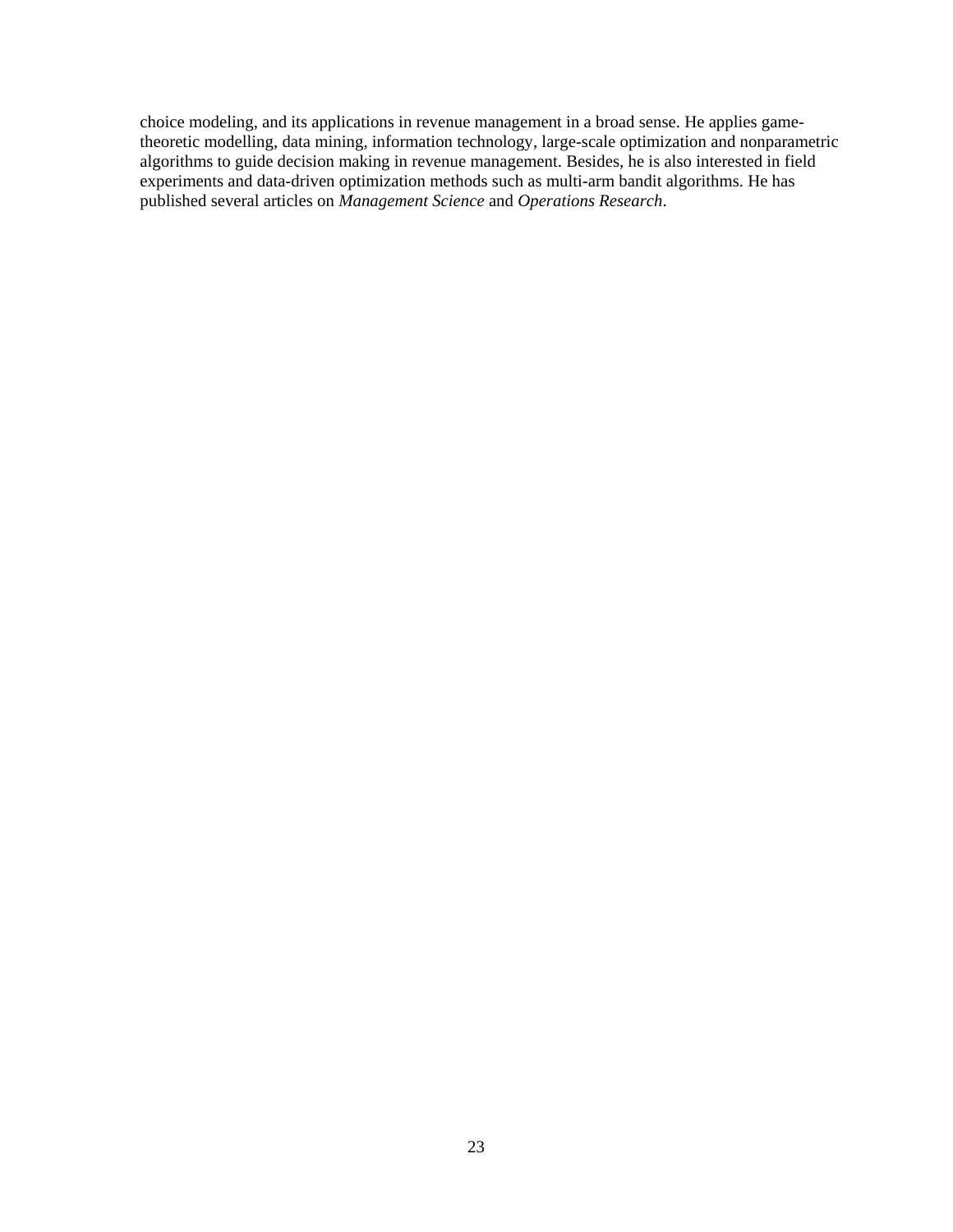choice modeling, and its applications in revenue management in a broad sense. He applies game-theoretic modelling, data mining, information technology, large-scale optimization and nonparametric algorithms to guide decision making in revenue management. Besides, he is also interested in field experiments and data-driven optimization methods such as multi-arm bandit algorithms. He has published several articles on *Management Science* and *Operations Research*.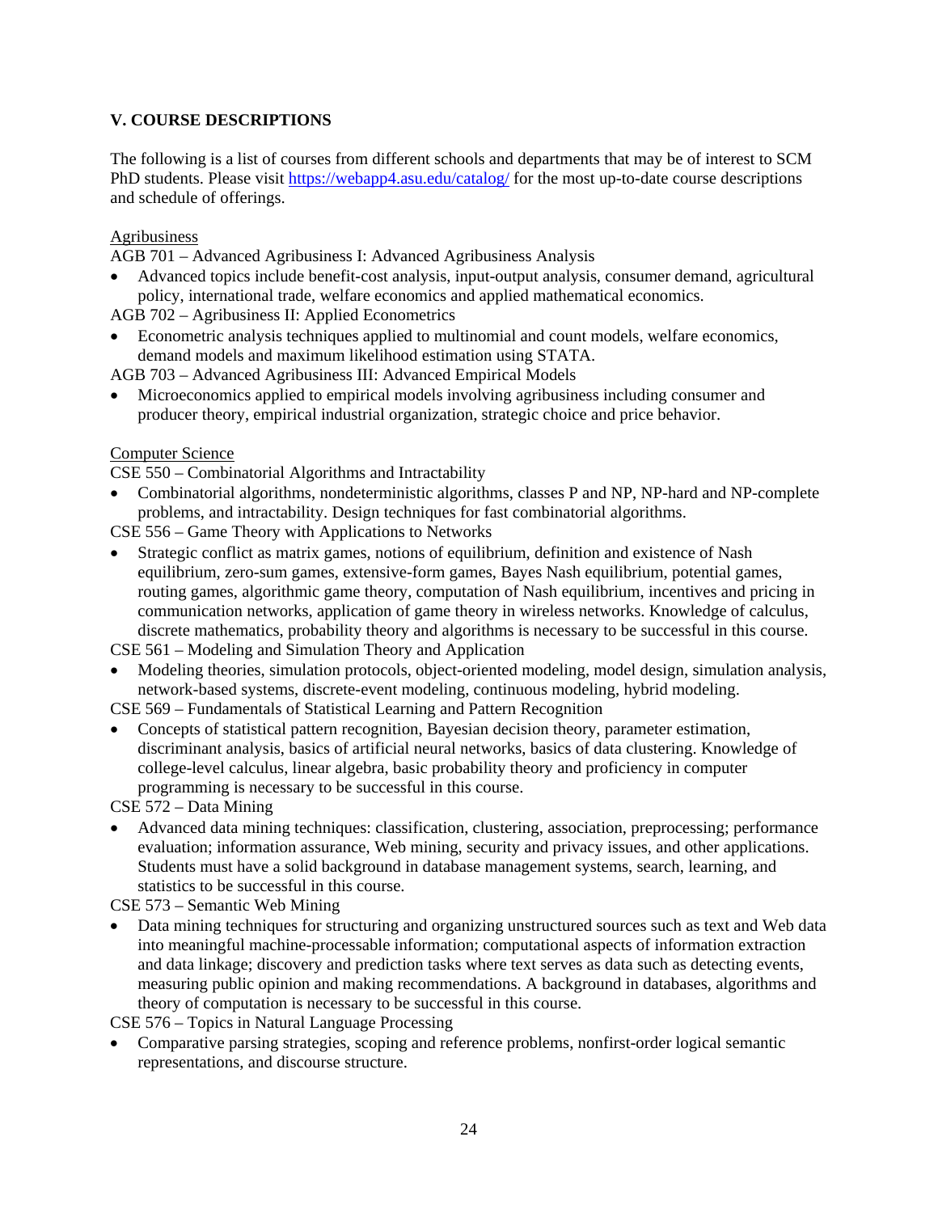## V. COURSE DESCRIPTIONS

The following is a list of courses from different schools and departments that may be of interest to SCM PhD students. Please visit https://webapp4.asu.edu/catalog/ for the most up-to-date course descriptions and schedule of offerings.

Agribusiness

AGB 701 – Advanced Agribusiness I: Advanced Agribusiness Analysis

- Advanced topics include benefit-cost analysis, input-output analysis, consumer demand, agricultural policy, international trade, welfare economics and applied mathematical economics.

AGB 702 – Agribusiness II: Applied Econometrics

- Econometric analysis techniques applied to multinomial and count models, welfare economics, demand models and maximum likelihood estimation using STATA.

AGB 703 – Advanced Agribusiness III: Advanced Empirical Models

- Microeconomics applied to empirical models involving agribusiness including consumer and producer theory, empirical industrial organization, strategic choice and price behavior.

Computer Science

CSE 550 – Combinatorial Algorithms and Intractability

- Combinatorial algorithms, nondeterministic algorithms, classes P and NP, NP-hard and NP-complete problems, and intractability. Design techniques for fast combinatorial algorithms.

CSE 556 – Game Theory with Applications to Networks

- Strategic conflict as matrix games, notions of equilibrium, definition and existence of Nash equilibrium, zero-sum games, extensive-form games, Bayes Nash equilibrium, potential games, routing games, algorithmic game theory, computation of Nash equilibrium, incentives and pricing in communication networks, application of game theory in wireless networks. Knowledge of calculus, discrete mathematics, probability theory and algorithms is necessary to be successful in this course.

CSE 561 – Modeling and Simulation Theory and Application

- Modeling theories, simulation protocols, object-oriented modeling, model design, simulation analysis, network-based systems, discrete-event modeling, continuous modeling, hybrid modeling.

CSE 569 – Fundamentals of Statistical Learning and Pattern Recognition

- Concepts of statistical pattern recognition, Bayesian decision theory, parameter estimation, discriminant analysis, basics of artificial neural networks, basics of data clustering. Knowledge of college-level calculus, linear algebra, basic probability theory and proficiency in computer programming is necessary to be successful in this course.

CSE 572 – Data Mining

- Advanced data mining techniques: classification, clustering, association, preprocessing; performance evaluation; information assurance, Web mining, security and privacy issues, and other applications. Students must have a solid background in database management systems, search, learning, and statistics to be successful in this course.

CSE 573 – Semantic Web Mining

- Data mining techniques for structuring and organizing unstructured sources such as text and Web data into meaningful machine-processable information; computational aspects of information extraction and data linkage; discovery and prediction tasks where text serves as data such as detecting events, measuring public opinion and making recommendations. A background in databases, algorithms and theory of computation is necessary to be successful in this course.

CSE 576 – Topics in Natural Language Processing

- Comparative parsing strategies, scoping and reference problems, nonfirst-order logical semantic representations, and discourse structure.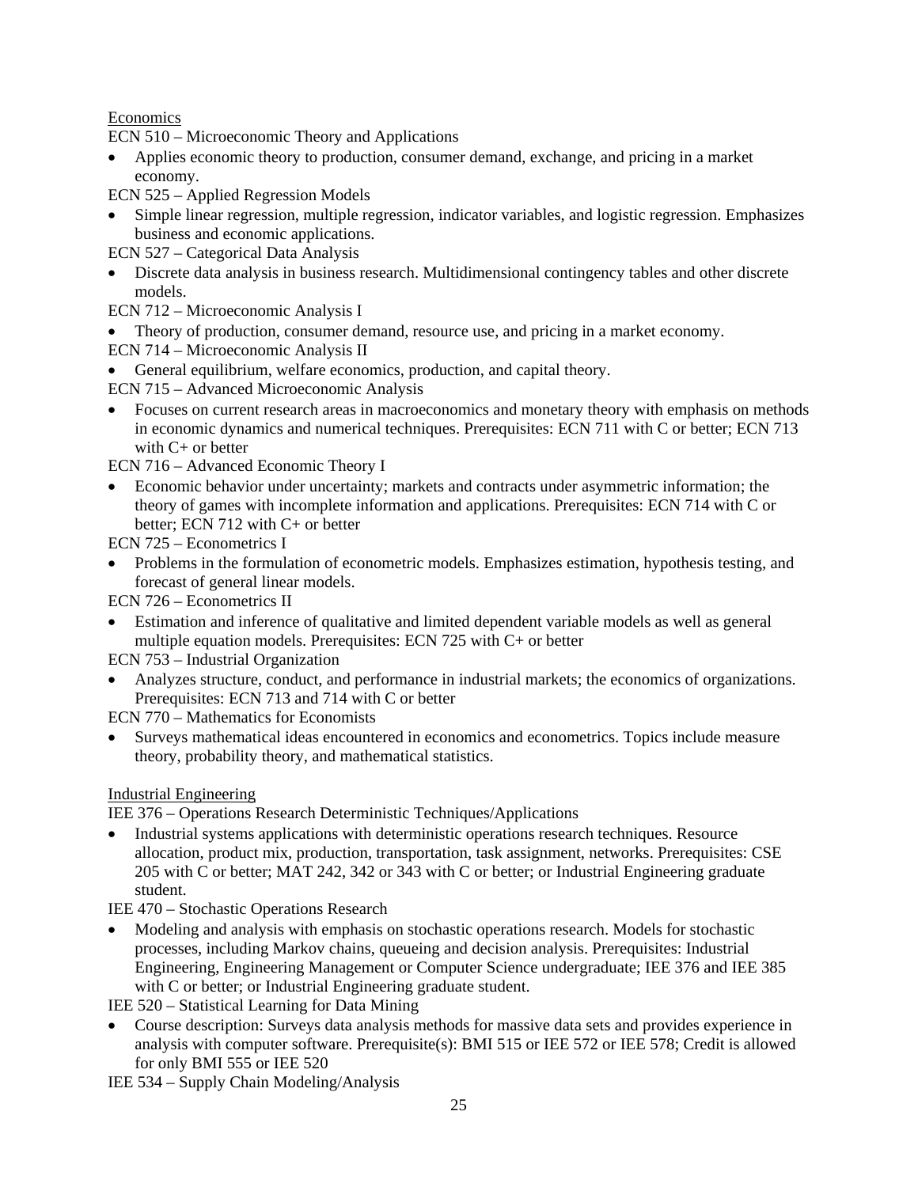Economics

ECN 510 – Microeconomic Theory and Applications

- Applies economic theory to production, consumer demand, exchange, and pricing in a market economy.

ECN 525 – Applied Regression Models

- Simple linear regression, multiple regression, indicator variables, and logistic regression. Emphasizes business and economic applications.

ECN 527 – Categorical Data Analysis

- Discrete data analysis in business research. Multidimensional contingency tables and other discrete models.

ECN 712 – Microeconomic Analysis I

- Theory of production, consumer demand, resource use, and pricing in a market economy.

ECN 714 – Microeconomic Analysis II

- General equilibrium, welfare economics, production, and capital theory.

ECN 715 – Advanced Microeconomic Analysis

- Focuses on current research areas in macroeconomics and monetary theory with emphasis on methods in economic dynamics and numerical techniques. Prerequisites: ECN 711 with C or better; ECN 713 with C+ or better

ECN 716 – Advanced Economic Theory I

- Economic behavior under uncertainty; markets and contracts under asymmetric information; the theory of games with incomplete information and applications. Prerequisites: ECN 714 with C or better; ECN 712 with C+ or better

ECN 725 – Econometrics I

- Problems in the formulation of econometric models. Emphasizes estimation, hypothesis testing, and forecast of general linear models.

ECN 726 – Econometrics II

- Estimation and inference of qualitative and limited dependent variable models as well as general multiple equation models. Prerequisites: ECN 725 with C+ or better

ECN 753 – Industrial Organization

- Analyzes structure, conduct, and performance in industrial markets; the economics of organizations. Prerequisites: ECN 713 and 714 with C or better

ECN 770 – Mathematics for Economists

- Surveys mathematical ideas encountered in economics and econometrics. Topics include measure theory, probability theory, and mathematical statistics.

Industrial Engineering

IEE 376 – Operations Research Deterministic Techniques/Applications

- Industrial systems applications with deterministic operations research techniques. Resource allocation, product mix, production, transportation, task assignment, networks. Prerequisites: CSE 205 with C or better; MAT 242, 342 or 343 with C or better; or Industrial Engineering graduate student.

IEE 470 – Stochastic Operations Research

- Modeling and analysis with emphasis on stochastic operations research. Models for stochastic processes, including Markov chains, queueing and decision analysis. Prerequisites: Industrial Engineering, Engineering Management or Computer Science undergraduate; IEE 376 and IEE 385 with C or better; or Industrial Engineering graduate student.

IEE 520 – Statistical Learning for Data Mining

- Course description: Surveys data analysis methods for massive data sets and provides experience in analysis with computer software. Prerequisite(s): BMI 515 or IEE 572 or IEE 578; Credit is allowed for only BMI 555 or IEE 520

IEE 534 – Supply Chain Modeling/Analysis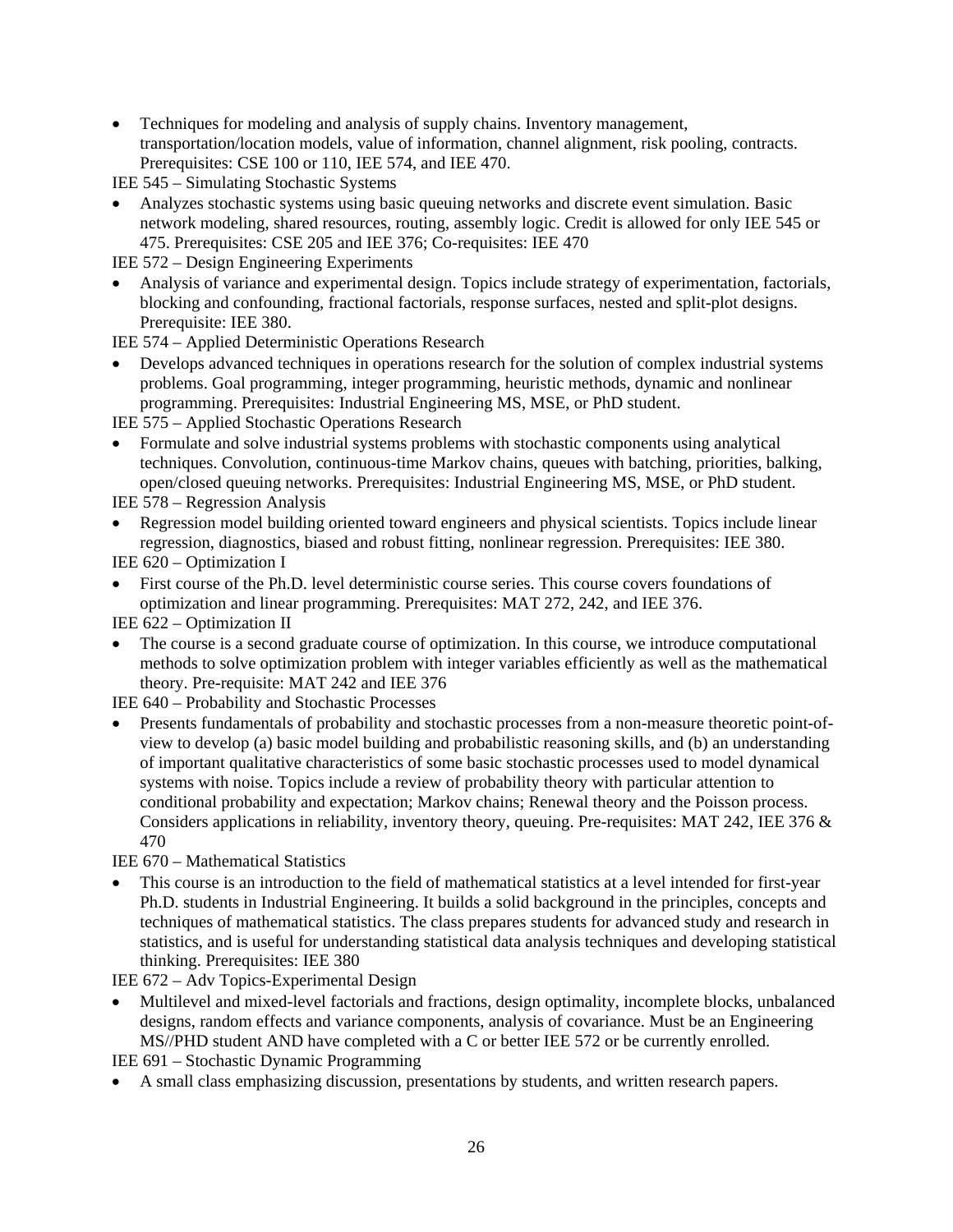- Techniques for modeling and analysis of supply chains. Inventory management, transportation/location models, value of information, channel alignment, risk pooling, contracts. Prerequisites: CSE 100 or 110, IEE 574, and IEE 470.

IEE 545 – Simulating Stochastic Systems

- Analyzes stochastic systems using basic queuing networks and discrete event simulation. Basic network modeling, shared resources, routing, assembly logic. Credit is allowed for only IEE 545 or 475. Prerequisites: CSE 205 and IEE 376; Co-requisites: IEE 470

IEE 572 – Design Engineering Experiments

- Analysis of variance and experimental design. Topics include strategy of experimentation, factorials, blocking and confounding, fractional factorials, response surfaces, nested and split-plot designs. Prerequisite: IEE 380.

IEE 574 – Applied Deterministic Operations Research

- Develops advanced techniques in operations research for the solution of complex industrial systems problems. Goal programming, integer programming, heuristic methods, dynamic and nonlinear programming. Prerequisites: Industrial Engineering MS, MSE, or PhD student.

IEE 575 – Applied Stochastic Operations Research

- Formulate and solve industrial systems problems with stochastic components using analytical techniques. Convolution, continuous-time Markov chains, queues with batching, priorities, balking, open/closed queuing networks. Prerequisites: Industrial Engineering MS, MSE, or PhD student.

IEE 578 – Regression Analysis

- Regression model building oriented toward engineers and physical scientists. Topics include linear regression, diagnostics, biased and robust fitting, nonlinear regression. Prerequisites: IEE 380.

IEE 620 – Optimization I

- First course of the Ph.D. level deterministic course series. This course covers foundations of optimization and linear programming. Prerequisites: MAT 272, 242, and IEE 376.

IEE 622 – Optimization II

- The course is a second graduate course of optimization. In this course, we introduce computational methods to solve optimization problem with integer variables efficiently as well as the mathematical theory. Pre-requisite: MAT 242 and IEE 376

IEE 640 – Probability and Stochastic Processes

- Presents fundamentals of probability and stochastic processes from a non-measure theoretic point-of-view to develop (a) basic model building and probabilistic reasoning skills, and (b) an understanding of important qualitative characteristics of some basic stochastic processes used to model dynamical systems with noise. Topics include a review of probability theory with particular attention to conditional probability and expectation; Markov chains; Renewal theory and the Poisson process. Considers applications in reliability, inventory theory, queuing. Pre-requisites: MAT 242, IEE 376 & 470

IEE 670 – Mathematical Statistics

- This course is an introduction to the field of mathematical statistics at a level intended for first-year Ph.D. students in Industrial Engineering. It builds a solid background in the principles, concepts and techniques of mathematical statistics. The class prepares students for advanced study and research in statistics, and is useful for understanding statistical data analysis techniques and developing statistical thinking. Prerequisites: IEE 380

IEE 672 – Adv Topics-Experimental Design

- Multilevel and mixed-level factorials and fractions, design optimality, incomplete blocks, unbalanced designs, random effects and variance components, analysis of covariance. Must be an Engineering MS//PHD student AND have completed with a C or better IEE 572 or be currently enrolled.

IEE 691 – Stochastic Dynamic Programming

- A small class emphasizing discussion, presentations by students, and written research papers.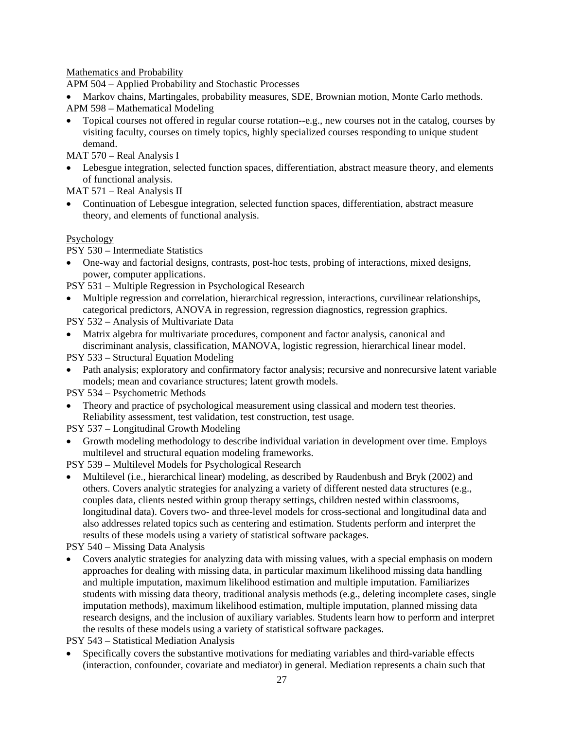Mathematics and Probability

APM 504 – Applied Probability and Stochastic Processes

- Markov chains, Martingales, probability measures, SDE, Brownian motion, Monte Carlo methods.

APM 598 – Mathematical Modeling

- Topical courses not offered in regular course rotation--e.g., new courses not in the catalog, courses by visiting faculty, courses on timely topics, highly specialized courses responding to unique student demand.

MAT 570 – Real Analysis I

- Lebesgue integration, selected function spaces, differentiation, abstract measure theory, and elements of functional analysis.

MAT 571 – Real Analysis II

- Continuation of Lebesgue integration, selected function spaces, differentiation, abstract measure theory, and elements of functional analysis.

Psychology

PSY 530 – Intermediate Statistics

- One-way and factorial designs, contrasts, post-hoc tests, probing of interactions, mixed designs, power, computer applications.

PSY 531 – Multiple Regression in Psychological Research

- Multiple regression and correlation, hierarchical regression, interactions, curvilinear relationships, categorical predictors, ANOVA in regression, regression diagnostics, regression graphics.

PSY 532 – Analysis of Multivariate Data

- Matrix algebra for multivariate procedures, component and factor analysis, canonical and discriminant analysis, classification, MANOVA, logistic regression, hierarchical linear model.

PSY 533 – Structural Equation Modeling

- Path analysis; exploratory and confirmatory factor analysis; recursive and nonrecursive latent variable models; mean and covariance structures; latent growth models.

PSY 534 – Psychometric Methods

- Theory and practice of psychological measurement using classical and modern test theories. Reliability assessment, test validation, test construction, test usage.

PSY 537 – Longitudinal Growth Modeling

- Growth modeling methodology to describe individual variation in development over time. Employs multilevel and structural equation modeling frameworks.

PSY 539 – Multilevel Models for Psychological Research

- Multilevel (i.e., hierarchical linear) modeling, as described by Raudenbush and Bryk (2002) and others. Covers analytic strategies for analyzing a variety of different nested data structures (e.g., couples data, clients nested within group therapy settings, children nested within classrooms, longitudinal data). Covers two- and three-level models for cross-sectional and longitudinal data and also addresses related topics such as centering and estimation. Students perform and interpret the results of these models using a variety of statistical software packages.

PSY 540 – Missing Data Analysis

- Covers analytic strategies for analyzing data with missing values, with a special emphasis on modern approaches for dealing with missing data, in particular maximum likelihood missing data handling and multiple imputation, maximum likelihood estimation and multiple imputation. Familiarizes students with missing data theory, traditional analysis methods (e.g., deleting incomplete cases, single imputation methods), maximum likelihood estimation, multiple imputation, planned missing data research designs, and the inclusion of auxiliary variables. Students learn how to perform and interpret the results of these models using a variety of statistical software packages.

PSY 543 – Statistical Mediation Analysis

- Specifically covers the substantive motivations for mediating variables and third-variable effects (interaction, confounder, covariate and mediator) in general. Mediation represents a chain such that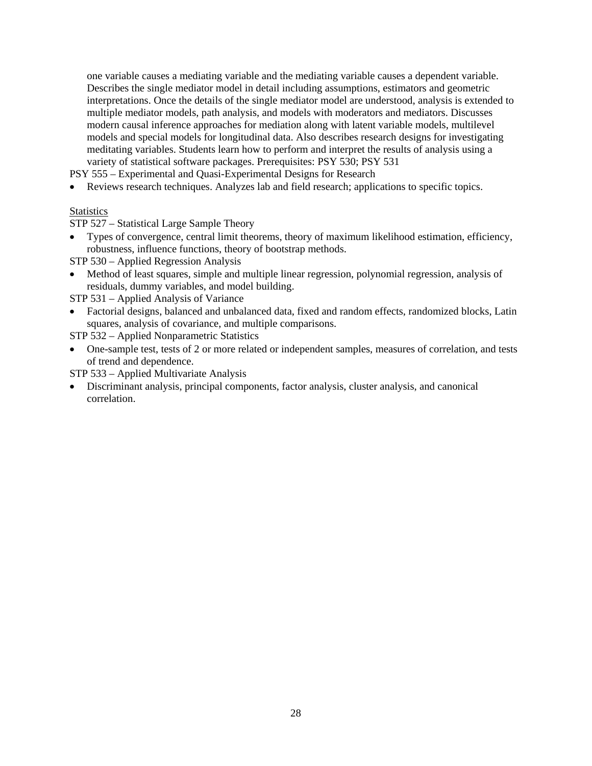one variable causes a mediating variable and the mediating variable causes a dependent variable. Describes the single mediator model in detail including assumptions, estimators and geometric interpretations. Once the details of the single mediator model are understood, analysis is extended to multiple mediator models, path analysis, and models with moderators and mediators. Discusses modern causal inference approaches for mediation along with latent variable models, multilevel models and special models for longitudinal data. Also describes research designs for investigating meditating variables. Students learn how to perform and interpret the results of analysis using a variety of statistical software packages. Prerequisites: PSY 530; PSY 531

PSY 555 – Experimental and Quasi-Experimental Designs for Research

- Reviews research techniques. Analyzes lab and field research; applications to specific topics.

<u>Statistics</u>

STP 527 – Statistical Large Sample Theory

- Types of convergence, central limit theorems, theory of maximum likelihood estimation, efficiency, robustness, influence functions, theory of bootstrap methods.

STP 530 – Applied Regression Analysis

- Method of least squares, simple and multiple linear regression, polynomial regression, analysis of residuals, dummy variables, and model building.

STP 531 – Applied Analysis of Variance

- Factorial designs, balanced and unbalanced data, fixed and random effects, randomized blocks, Latin squares, analysis of covariance, and multiple comparisons.

STP 532 – Applied Nonparametric Statistics

- One-sample test, tests of 2 or more related or independent samples, measures of correlation, and tests of trend and dependence.

STP 533 – Applied Multivariate Analysis

- Discriminant analysis, principal components, factor analysis, cluster analysis, and canonical correlation.